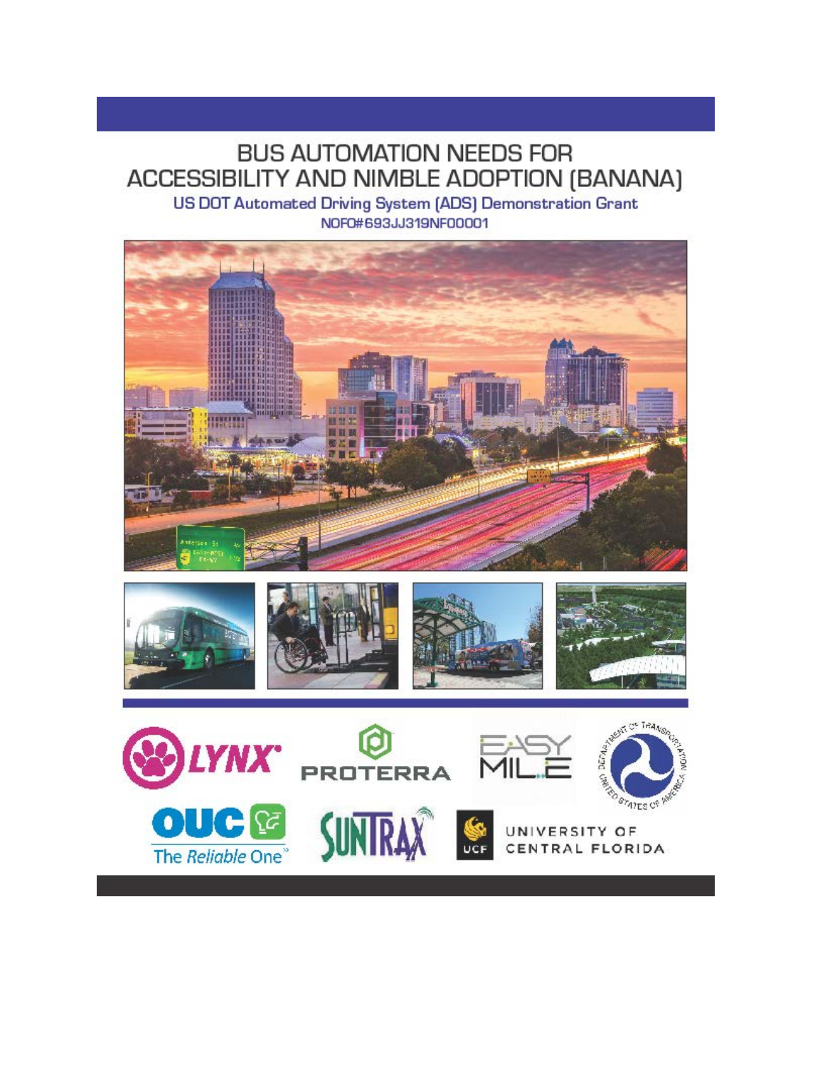# BUS AUTOMATION NEEDS FOR ACCESSIBILITY AND NIMBLE ADOPTION (BANANA)

## US DOT Automated Driving System (ADS) Demonstration Grant

NOFO#693JJ319NF00001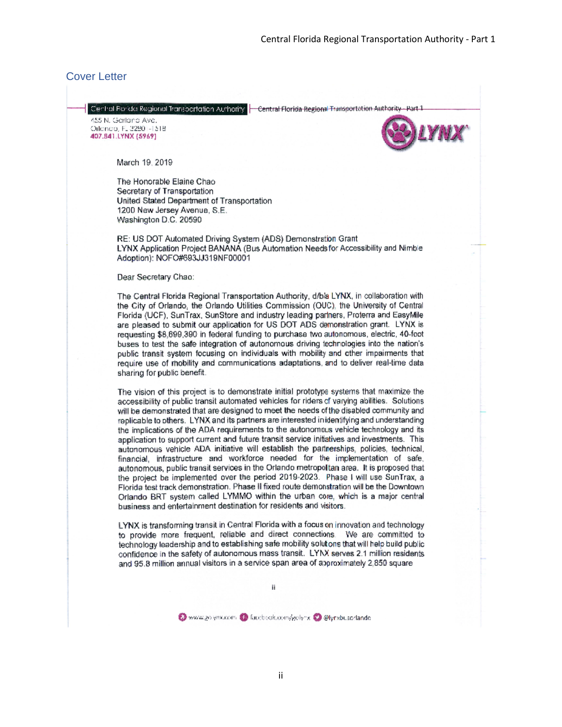## Cover Letter

Central Florida Regional Transportation Authority
455 N. Garland Ave.
Orlando, FL 32801-1518
407.841.LYNX (5969)

March 19, 2019

The Honorable Elaine Chao
Secretary of Transportation
United Stated Department of Transportation
1200 New Jersey Avenue, S.E.
Washington D.C. 20590

RE: US DOT Automated Driving System (ADS) Demonstration Grant
LYNX Application Project BANANA (Bus Automation Needs for Accessibility and Nimble Adoption): NOFO#693JJ319NF00001

Dear Secretary Chao:

The Central Florida Regional Transportation Authority, d/b/a LYNX, in collaboration with the City of Orlando, the Orlando Utilities Commission (OUC), the University of Central Florida (UCF), SunTrax, SunStore and industry leading partners, Proterra and EasyMile are pleased to submit our application for US DOT ADS demonstration grant. LYNX is requesting $8,699,390 in federal funding to purchase two autonomous, electric, 40-foot buses to test the safe integration of autonomous driving technologies into the nation's public transit system focusing on individuals with mobility and other impairments that require use of mobility and communications adaptations, and to deliver real-time data sharing for public benefit.

The vision of this project is to demonstrate initial prototype systems that maximize the accessibility of public transit automated vehicles for riders of varying abilities. Solutions will be demonstrated that are designed to meet the needs of the disabled community and replicable to others. LYNX and its partners are interested in identifying and understanding the implications of the ADA requirements to the autonomous vehicle technology and its application to support current and future transit service initiatives and investments. This autonomous vehicle ADA initiative will establish the partnerships, policies, technical, financial, infrastructure and workforce needed for the implementation of safe, autonomous, public transit services in the Orlando metropolitan area. It is proposed that the project be implemented over the period 2019-2023. Phase I will use SunTrax, a Florida test track demonstration. Phase II fixed route demonstration will be the Downtown Orlando BRT system called LYMMO within the urban core, which is a major central business and entertainment destination for residents and visitors.

LYNX is transforming transit in Central Florida with a focus on innovation and technology to provide more frequent, reliable and direct connections. We are committed to technology leadership and to establishing safe mobility solutions that will help build public confidence in the safety of autonomous mass transit. LYNX serves 2.1 million residents and 95.8 million annual visitors in a service span area of approximately 2,850 square

www.golynx.com | facebook.com/golynx | @lynxbusorlando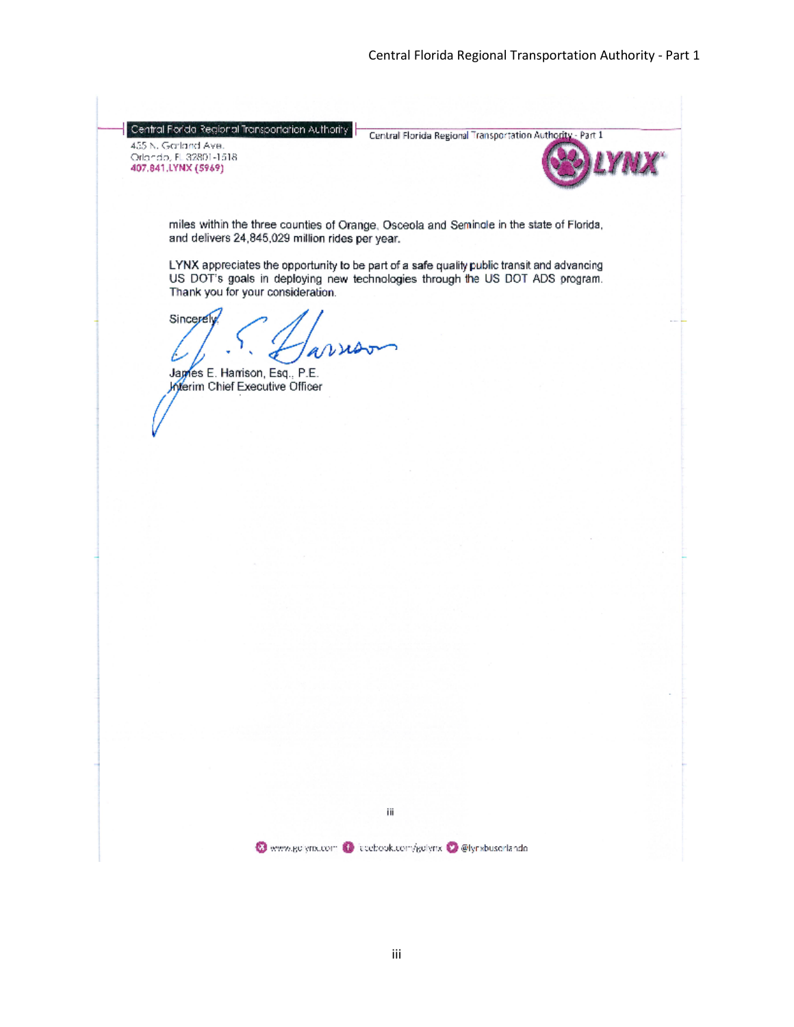miles within the three counties of Orange, Osceola and Seminole in the state of Florida, and delivers 24,845,029 million rides per year.

LYNX appreciates the opportunity to be part of a safe quality public transit and advancing US DOT's goals in deploying new technologies through the US DOT ADS program. Thank you for your consideration.

Sincerely,

James E. Harrison, Esq., P.E.
Interim Chief Executive Officer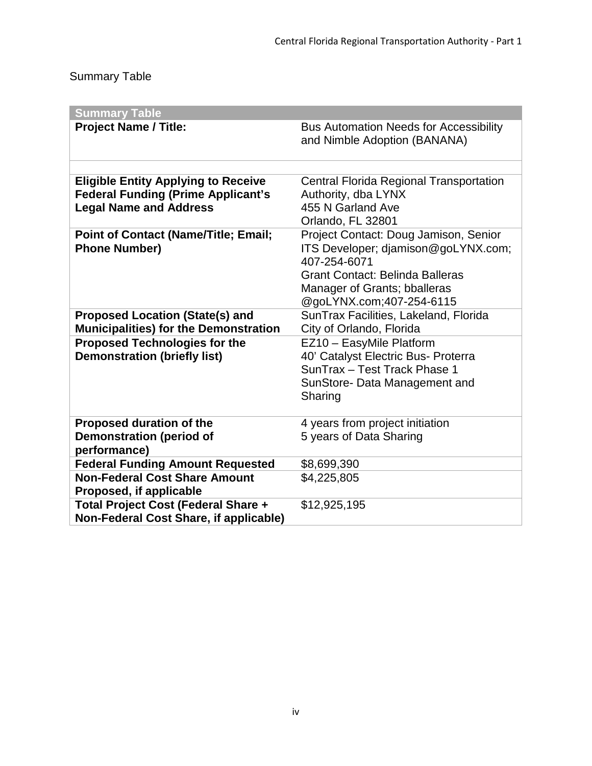Summary Table

| Summary Table | |
|---|---|
| **Project Name / Title:** | Bus Automation Needs for Accessibility and Nimble Adoption (BANANA) |
| | |
| **Eligible Entity Applying to Receive Federal Funding (Prime Applicant's Legal Name and Address** | Central Florida Regional Transportation Authority, dba LYNX<br>455 N Garland Ave<br>Orlando, FL 32801 |
| **Point of Contact (Name/Title; Email; Phone Number)** | Project Contact: Doug Jamison, Senior ITS Developer; djamison@goLYNX.com; 407-254-6071<br>Grant Contact: Belinda Balleras Manager of Grants; bballeras @goLYNX.com;407-254-6115 |
| **Proposed Location (State(s) and Municipalities) for the Demonstration** | SunTrax Facilities, Lakeland, Florida<br>City of Orlando, Florida |
| **Proposed Technologies for the Demonstration (briefly list)** | EZ10 – EasyMile Platform<br>40' Catalyst Electric Bus- Proterra<br>SunTrax – Test Track Phase 1<br>SunStore- Data Management and Sharing |
| **Proposed duration of the Demonstration (period of performance)** | 4 years from project initiation<br>5 years of Data Sharing |
| **Federal Funding Amount Requested** | $8,699,390 |
| **Non-Federal Cost Share Amount Proposed, if applicable** | $4,225,805 |
| **Total Project Cost (Federal Share + Non-Federal Cost Share, if applicable)** | $12,925,195 |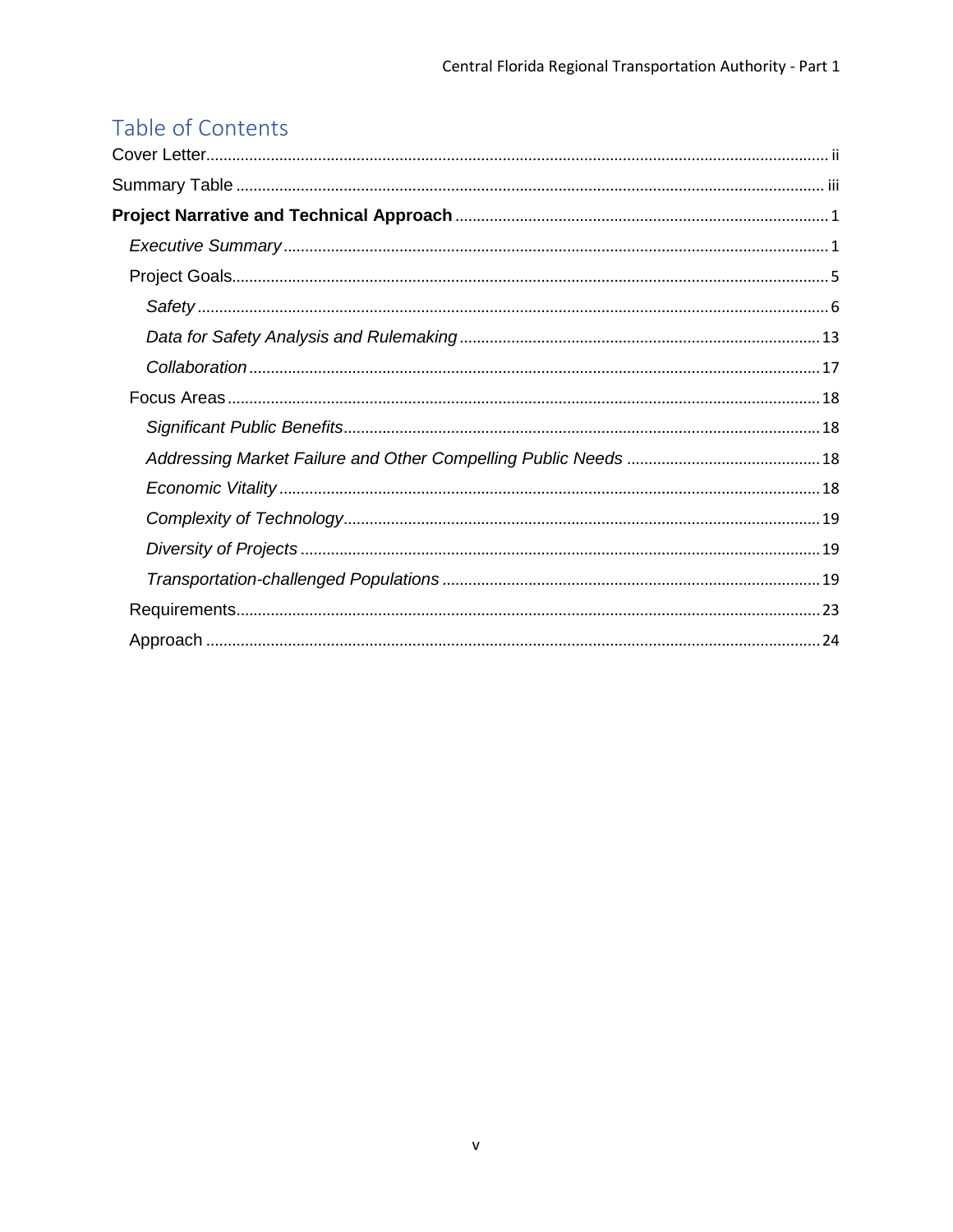# Table of Contents

Cover Letter ..... ii

Summary Table ..... iii

**Project Narrative and Technical Approach** ..... 1

- *Executive Summary* ..... 1
- Project Goals ..... 5
  - *Safety* ..... 6
  - *Data for Safety Analysis and Rulemaking* ..... 13
  - *Collaboration* ..... 17
- Focus Areas ..... 18
  - *Significant Public Benefits* ..... 18
  - *Addressing Market Failure and Other Compelling Public Needs* ..... 18
  - *Economic Vitality* ..... 18
  - *Complexity of Technology* ..... 19
  - *Diversity of Projects* ..... 19
  - *Transportation-challenged Populations* ..... 19
- Requirements ..... 23
- Approach ..... 24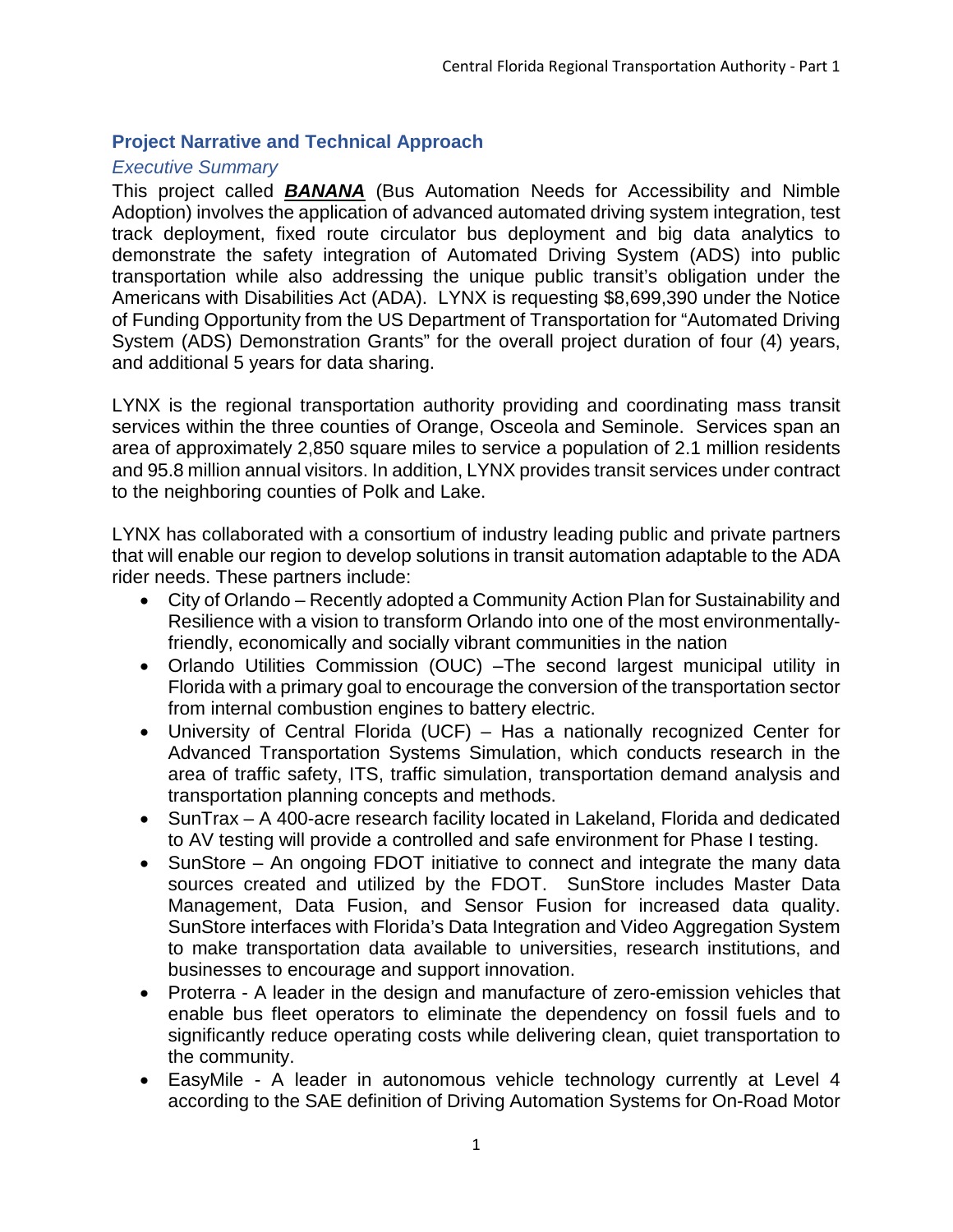## Project Narrative and Technical Approach

### *Executive Summary*

This project called ***BANANA*** (Bus Automation Needs for Accessibility and Nimble Adoption) involves the application of advanced automated driving system integration, test track deployment, fixed route circulator bus deployment and big data analytics to demonstrate the safety integration of Automated Driving System (ADS) into public transportation while also addressing the unique public transit's obligation under the Americans with Disabilities Act (ADA). LYNX is requesting $8,699,390 under the Notice of Funding Opportunity from the US Department of Transportation for "Automated Driving System (ADS) Demonstration Grants" for the overall project duration of four (4) years, and additional 5 years for data sharing.

LYNX is the regional transportation authority providing and coordinating mass transit services within the three counties of Orange, Osceola and Seminole. Services span an area of approximately 2,850 square miles to service a population of 2.1 million residents and 95.8 million annual visitors. In addition, LYNX provides transit services under contract to the neighboring counties of Polk and Lake.

LYNX has collaborated with a consortium of industry leading public and private partners that will enable our region to develop solutions in transit automation adaptable to the ADA rider needs. These partners include:

- City of Orlando – Recently adopted a Community Action Plan for Sustainability and Resilience with a vision to transform Orlando into one of the most environmentally-friendly, economically and socially vibrant communities in the nation
- Orlando Utilities Commission (OUC) –The second largest municipal utility in Florida with a primary goal to encourage the conversion of the transportation sector from internal combustion engines to battery electric.
- University of Central Florida (UCF) – Has a nationally recognized Center for Advanced Transportation Systems Simulation, which conducts research in the area of traffic safety, ITS, traffic simulation, transportation demand analysis and transportation planning concepts and methods.
- SunTrax – A 400-acre research facility located in Lakeland, Florida and dedicated to AV testing will provide a controlled and safe environment for Phase I testing.
- SunStore – An ongoing FDOT initiative to connect and integrate the many data sources created and utilized by the FDOT. SunStore includes Master Data Management, Data Fusion, and Sensor Fusion for increased data quality. SunStore interfaces with Florida's Data Integration and Video Aggregation System to make transportation data available to universities, research institutions, and businesses to encourage and support innovation.
- Proterra - A leader in the design and manufacture of zero-emission vehicles that enable bus fleet operators to eliminate the dependency on fossil fuels and to significantly reduce operating costs while delivering clean, quiet transportation to the community.
- EasyMile - A leader in autonomous vehicle technology currently at Level 4 according to the SAE definition of Driving Automation Systems for On-Road Motor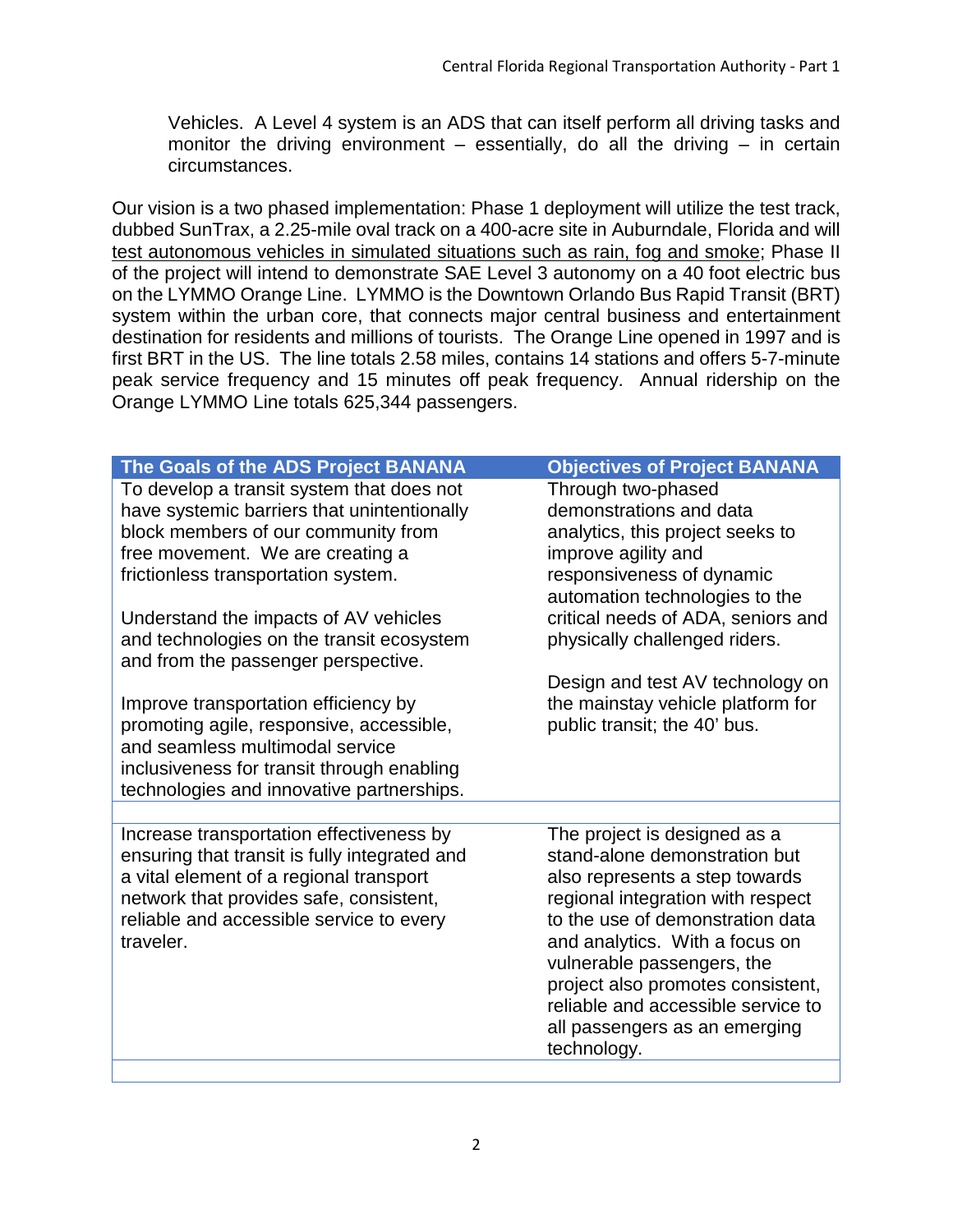Vehicles. A Level 4 system is an ADS that can itself perform all driving tasks and monitor the driving environment – essentially, do all the driving – in certain circumstances.

Our vision is a two phased implementation: Phase 1 deployment will utilize the test track, dubbed SunTrax, a 2.25-mile oval track on a 400-acre site in Auburndale, Florida and will test autonomous vehicles in simulated situations such as rain, fog and smoke; Phase II of the project will intend to demonstrate SAE Level 3 autonomy on a 40 foot electric bus on the LYMMO Orange Line. LYMMO is the Downtown Orlando Bus Rapid Transit (BRT) system within the urban core, that connects major central business and entertainment destination for residents and millions of tourists. The Orange Line opened in 1997 and is first BRT in the US. The line totals 2.58 miles, contains 14 stations and offers 5-7-minute peak service frequency and 15 minutes off peak frequency. Annual ridership on the Orange LYMMO Line totals 625,344 passengers.

| The Goals of the ADS Project BANANA | Objectives of Project BANANA |
|---|---|
| To develop a transit system that does not have systemic barriers that unintentionally block members of our community from free movement. We are creating a frictionless transportation system.<br><br>Understand the impacts of AV vehicles and technologies on the transit ecosystem and from the passenger perspective.<br><br>Improve transportation efficiency by promoting agile, responsive, accessible, and seamless multimodal service inclusiveness for transit through enabling technologies and innovative partnerships. | Through two-phased demonstrations and data analytics, this project seeks to improve agility and responsiveness of dynamic automation technologies to the critical needs of ADA, seniors and physically challenged riders.<br><br>Design and test AV technology on the mainstay vehicle platform for public transit; the 40' bus. |
| | |
| Increase transportation effectiveness by ensuring that transit is fully integrated and a vital element of a regional transport network that provides safe, consistent, reliable and accessible service to every traveler. | The project is designed as a stand-alone demonstration but also represents a step towards regional integration with respect to the use of demonstration data and analytics. With a focus on vulnerable passengers, the project also promotes consistent, reliable and accessible service to all passengers as an emerging technology. |
| | |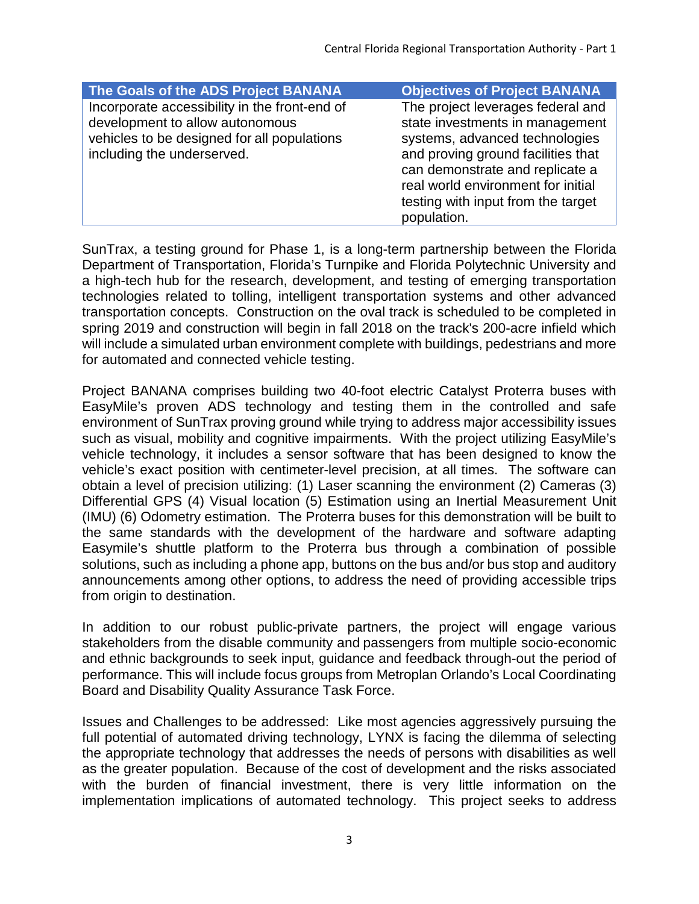| The Goals of the ADS Project BANANA | Objectives of Project BANANA |
|---|---|
| Incorporate accessibility in the front-end of development to allow autonomous vehicles to be designed for all populations including the underserved. | The project leverages federal and state investments in management systems, advanced technologies and proving ground facilities that can demonstrate and replicate a real world environment for initial testing with input from the target population. |

SunTrax, a testing ground for Phase 1, is a long-term partnership between the Florida Department of Transportation, Florida's Turnpike and Florida Polytechnic University and a high-tech hub for the research, development, and testing of emerging transportation technologies related to tolling, intelligent transportation systems and other advanced transportation concepts. Construction on the oval track is scheduled to be completed in spring 2019 and construction will begin in fall 2018 on the track's 200-acre infield which will include a simulated urban environment complete with buildings, pedestrians and more for automated and connected vehicle testing.

Project BANANA comprises building two 40-foot electric Catalyst Proterra buses with EasyMile's proven ADS technology and testing them in the controlled and safe environment of SunTrax proving ground while trying to address major accessibility issues such as visual, mobility and cognitive impairments. With the project utilizing EasyMile's vehicle technology, it includes a sensor software that has been designed to know the vehicle's exact position with centimeter-level precision, at all times. The software can obtain a level of precision utilizing: (1) Laser scanning the environment (2) Cameras (3) Differential GPS (4) Visual location (5) Estimation using an Inertial Measurement Unit (IMU) (6) Odometry estimation. The Proterra buses for this demonstration will be built to the same standards with the development of the hardware and software adapting Easymile's shuttle platform to the Proterra bus through a combination of possible solutions, such as including a phone app, buttons on the bus and/or bus stop and auditory announcements among other options, to address the need of providing accessible trips from origin to destination.

In addition to our robust public-private partners, the project will engage various stakeholders from the disable community and passengers from multiple socio-economic and ethnic backgrounds to seek input, guidance and feedback through-out the period of performance. This will include focus groups from Metroplan Orlando's Local Coordinating Board and Disability Quality Assurance Task Force.

Issues and Challenges to be addressed: Like most agencies aggressively pursuing the full potential of automated driving technology, LYNX is facing the dilemma of selecting the appropriate technology that addresses the needs of persons with disabilities as well as the greater population. Because of the cost of development and the risks associated with the burden of financial investment, there is very little information on the implementation implications of automated technology. This project seeks to address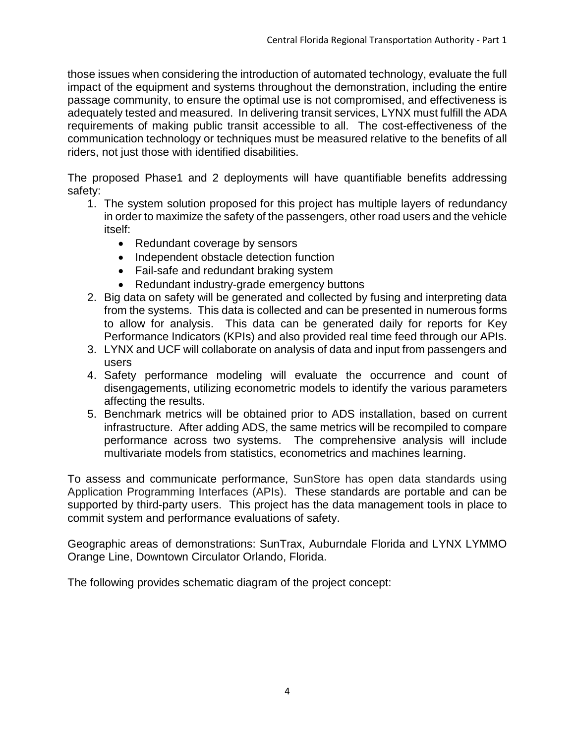those issues when considering the introduction of automated technology, evaluate the full impact of the equipment and systems throughout the demonstration, including the entire passage community, to ensure the optimal use is not compromised, and effectiveness is adequately tested and measured. In delivering transit services, LYNX must fulfill the ADA requirements of making public transit accessible to all. The cost-effectiveness of the communication technology or techniques must be measured relative to the benefits of all riders, not just those with identified disabilities.

The proposed Phase1 and 2 deployments will have quantifiable benefits addressing safety:

1. The system solution proposed for this project has multiple layers of redundancy in order to maximize the safety of the passengers, other road users and the vehicle itself:
    - Redundant coverage by sensors
    - Independent obstacle detection function
    - Fail-safe and redundant braking system
    - Redundant industry-grade emergency buttons
2. Big data on safety will be generated and collected by fusing and interpreting data from the systems. This data is collected and can be presented in numerous forms to allow for analysis. This data can be generated daily for reports for Key Performance Indicators (KPIs) and also provided real time feed through our APIs.
3. LYNX and UCF will collaborate on analysis of data and input from passengers and users
4. Safety performance modeling will evaluate the occurrence and count of disengagements, utilizing econometric models to identify the various parameters affecting the results.
5. Benchmark metrics will be obtained prior to ADS installation, based on current infrastructure. After adding ADS, the same metrics will be recompiled to compare performance across two systems. The comprehensive analysis will include multivariate models from statistics, econometrics and machines learning.

To assess and communicate performance, SunStore has open data standards using Application Programming Interfaces (APIs). These standards are portable and can be supported by third-party users. This project has the data management tools in place to commit system and performance evaluations of safety.

Geographic areas of demonstrations: SunTrax, Auburndale Florida and LYNX LYMMO Orange Line, Downtown Circulator Orlando, Florida.

The following provides schematic diagram of the project concept: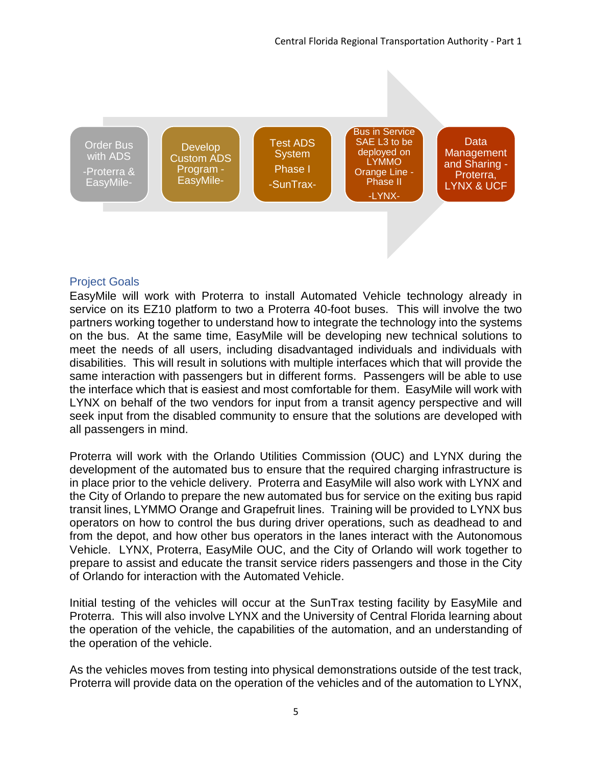Order Bus with ADS -Proterra & EasyMile-

Develop Custom ADS Program - EasyMile-

Test ADS System Phase I -SunTrax-

Bus in Service SAE L3 to be deployed on LYMMO Orange Line - Phase II -LYNX-

Data Management and Sharing - Proterra, LYNX & UCF

## Project Goals

EasyMile will work with Proterra to install Automated Vehicle technology already in service on its EZ10 platform to two a Proterra 40-foot buses. This will involve the two partners working together to understand how to integrate the technology into the systems on the bus. At the same time, EasyMile will be developing new technical solutions to meet the needs of all users, including disadvantaged individuals and individuals with disabilities. This will result in solutions with multiple interfaces which that will provide the same interaction with passengers but in different forms. Passengers will be able to use the interface which that is easiest and most comfortable for them. EasyMile will work with LYNX on behalf of the two vendors for input from a transit agency perspective and will seek input from the disabled community to ensure that the solutions are developed with all passengers in mind.

Proterra will work with the Orlando Utilities Commission (OUC) and LYNX during the development of the automated bus to ensure that the required charging infrastructure is in place prior to the vehicle delivery. Proterra and EasyMile will also work with LYNX and the City of Orlando to prepare the new automated bus for service on the exiting bus rapid transit lines, LYMMO Orange and Grapefruit lines. Training will be provided to LYNX bus operators on how to control the bus during driver operations, such as deadhead to and from the depot, and how other bus operators in the lanes interact with the Autonomous Vehicle. LYNX, Proterra, EasyMile OUC, and the City of Orlando will work together to prepare to assist and educate the transit service riders passengers and those in the City of Orlando for interaction with the Automated Vehicle.

Initial testing of the vehicles will occur at the SunTrax testing facility by EasyMile and Proterra. This will also involve LYNX and the University of Central Florida learning about the operation of the vehicle, the capabilities of the automation, and an understanding of the operation of the vehicle.

As the vehicles moves from testing into physical demonstrations outside of the test track, Proterra will provide data on the operation of the vehicles and of the automation to LYNX,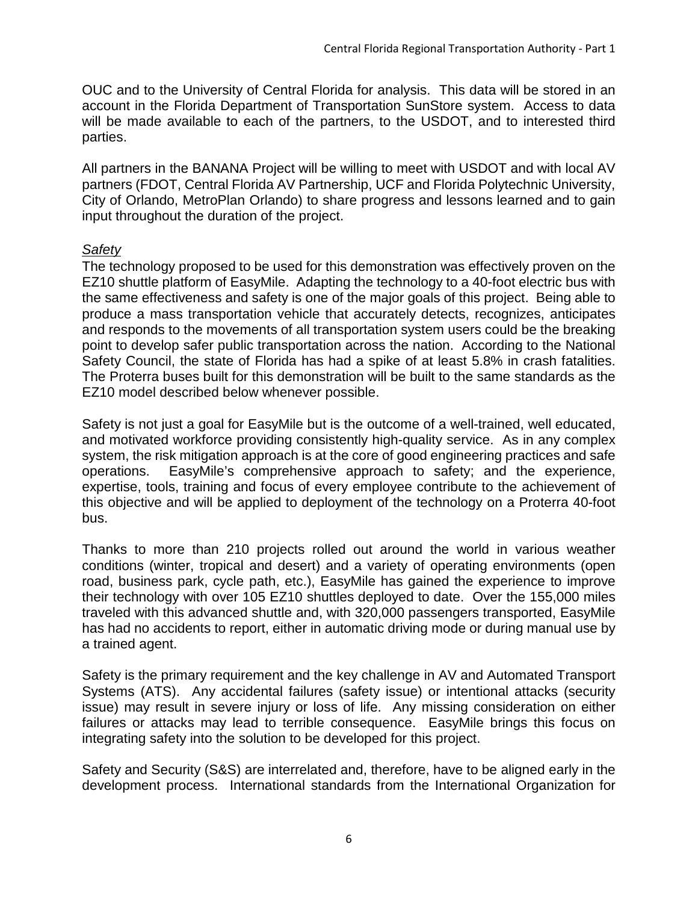OUC and to the University of Central Florida for analysis. This data will be stored in an account in the Florida Department of Transportation SunStore system. Access to data will be made available to each of the partners, to the USDOT, and to interested third parties.

All partners in the BANANA Project will be willing to meet with USDOT and with local AV partners (FDOT, Central Florida AV Partnership, UCF and Florida Polytechnic University, City of Orlando, MetroPlan Orlando) to share progress and lessons learned and to gain input throughout the duration of the project.

*Safety*

The technology proposed to be used for this demonstration was effectively proven on the EZ10 shuttle platform of EasyMile. Adapting the technology to a 40-foot electric bus with the same effectiveness and safety is one of the major goals of this project. Being able to produce a mass transportation vehicle that accurately detects, recognizes, anticipates and responds to the movements of all transportation system users could be the breaking point to develop safer public transportation across the nation. According to the National Safety Council, the state of Florida has had a spike of at least 5.8% in crash fatalities. The Proterra buses built for this demonstration will be built to the same standards as the EZ10 model described below whenever possible.

Safety is not just a goal for EasyMile but is the outcome of a well-trained, well educated, and motivated workforce providing consistently high-quality service. As in any complex system, the risk mitigation approach is at the core of good engineering practices and safe operations. EasyMile's comprehensive approach to safety; and the experience, expertise, tools, training and focus of every employee contribute to the achievement of this objective and will be applied to deployment of the technology on a Proterra 40-foot bus.

Thanks to more than 210 projects rolled out around the world in various weather conditions (winter, tropical and desert) and a variety of operating environments (open road, business park, cycle path, etc.), EasyMile has gained the experience to improve their technology with over 105 EZ10 shuttles deployed to date. Over the 155,000 miles traveled with this advanced shuttle and, with 320,000 passengers transported, EasyMile has had no accidents to report, either in automatic driving mode or during manual use by a trained agent.

Safety is the primary requirement and the key challenge in AV and Automated Transport Systems (ATS). Any accidental failures (safety issue) or intentional attacks (security issue) may result in severe injury or loss of life. Any missing consideration on either failures or attacks may lead to terrible consequence. EasyMile brings this focus on integrating safety into the solution to be developed for this project.

Safety and Security (S&S) are interrelated and, therefore, have to be aligned early in the development process. International standards from the International Organization for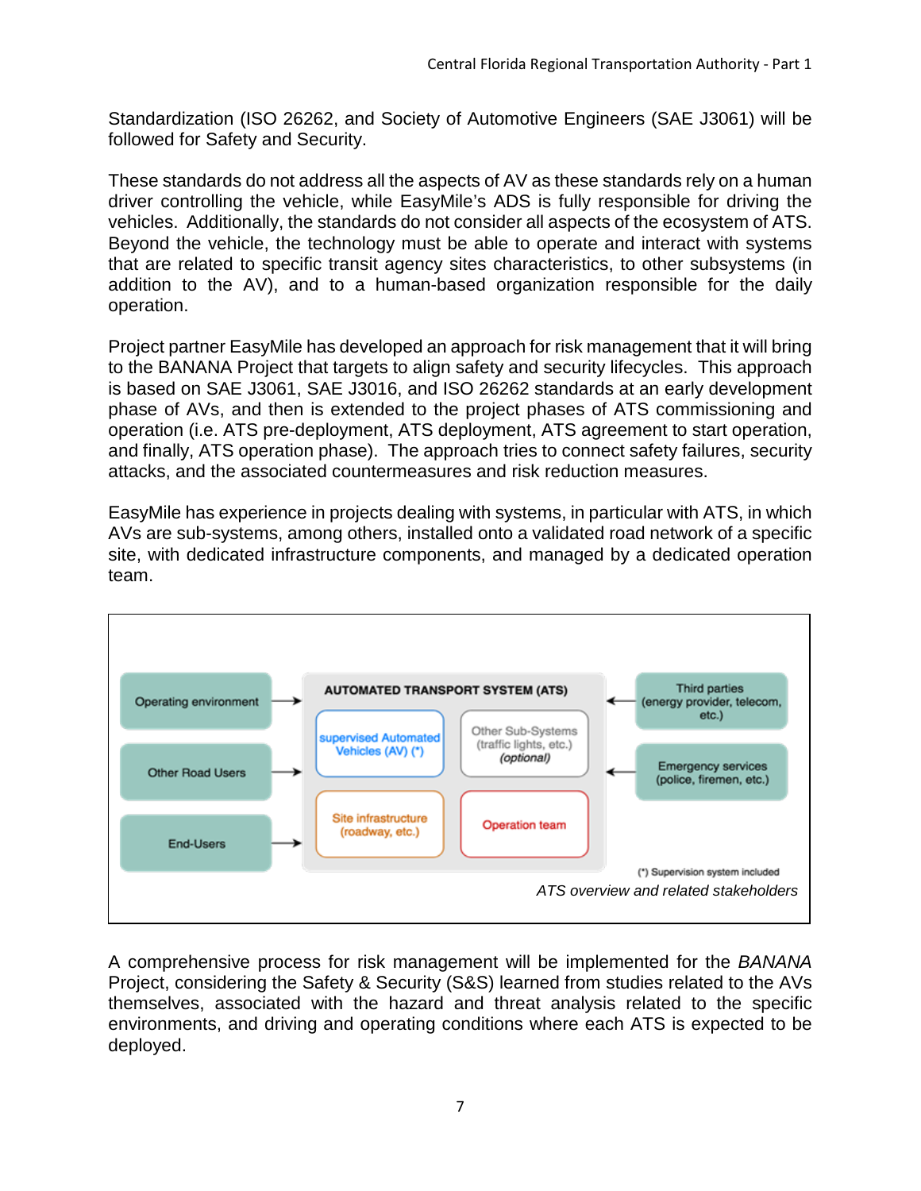Standardization (ISO 26262, and Society of Automotive Engineers (SAE J3061) will be followed for Safety and Security.

These standards do not address all the aspects of AV as these standards rely on a human driver controlling the vehicle, while EasyMile's ADS is fully responsible for driving the vehicles. Additionally, the standards do not consider all aspects of the ecosystem of ATS. Beyond the vehicle, the technology must be able to operate and interact with systems that are related to specific transit agency sites characteristics, to other subsystems (in addition to the AV), and to a human-based organization responsible for the daily operation.

Project partner EasyMile has developed an approach for risk management that it will bring to the BANANA Project that targets to align safety and security lifecycles. This approach is based on SAE J3061, SAE J3016, and ISO 26262 standards at an early development phase of AVs, and then is extended to the project phases of ATS commissioning and operation (i.e. ATS pre-deployment, ATS deployment, ATS agreement to start operation, and finally, ATS operation phase). The approach tries to connect safety failures, security attacks, and the associated countermeasures and risk reduction measures.

EasyMile has experience in projects dealing with systems, in particular with ATS, in which AVs are sub-systems, among others, installed onto a validated road network of a specific site, with dedicated infrastructure components, and managed by a dedicated operation team.

Operating environment → AUTOMATED TRANSPORT SYSTEM (ATS) ← Third parties (energy provider, telecom, etc.)

Other Road Users → ← Emergency services (police, firemen, etc.)

End-Users →

AUTOMATED TRANSPORT SYSTEM (ATS): supervised Automated Vehicles (AV) (*); Other Sub-Systems (traffic lights, etc.) *(optional)*; Site infrastructure (roadway, etc.); Operation team

(*) Supervision system included

*ATS overview and related stakeholders*

A comprehensive process for risk management will be implemented for the *BANANA* Project, considering the Safety & Security (S&S) learned from studies related to the AVs themselves, associated with the hazard and threat analysis related to the specific environments, and driving and operating conditions where each ATS is expected to be deployed.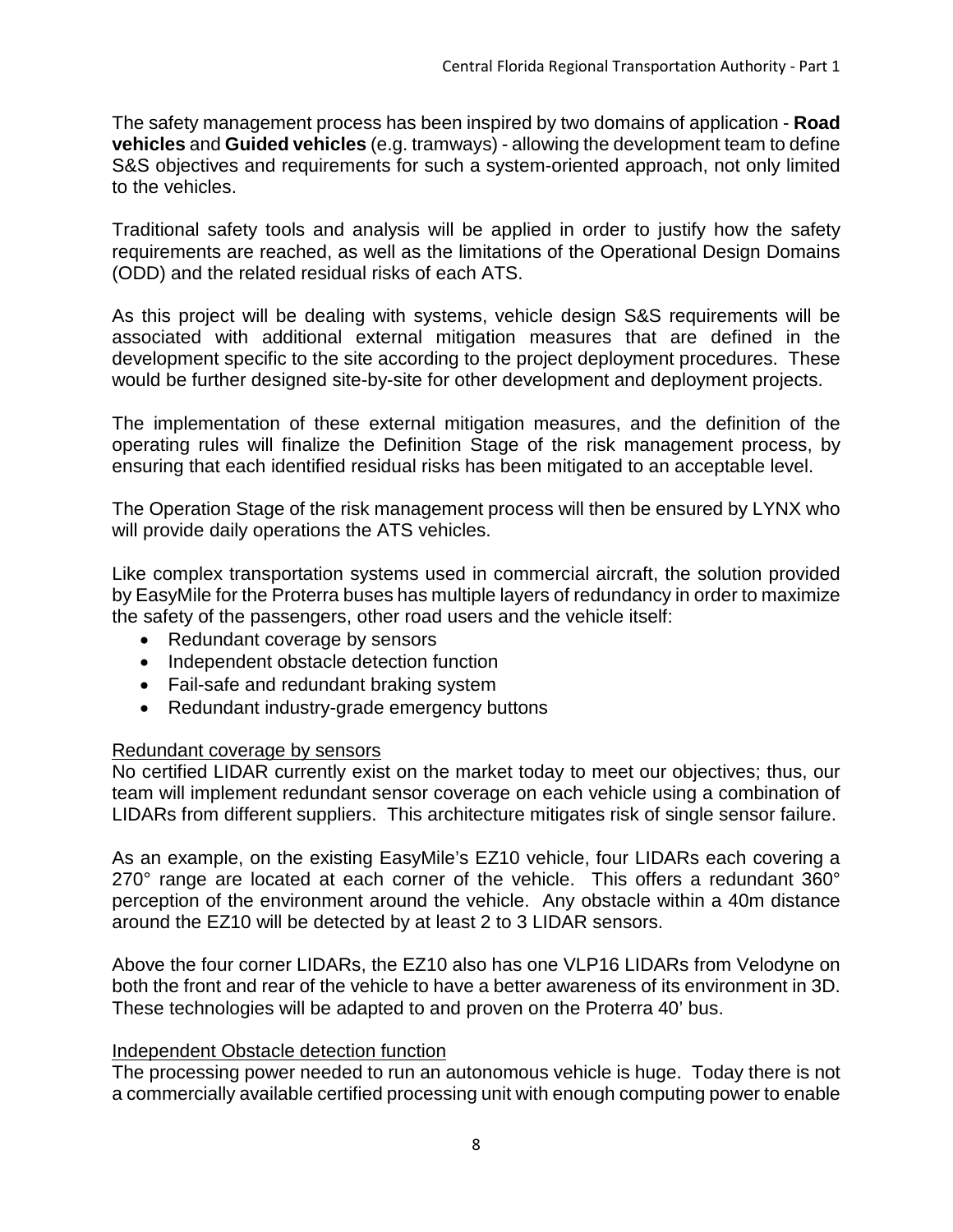The safety management process has been inspired by two domains of application - **Road vehicles** and **Guided vehicles** (e.g. tramways) - allowing the development team to define S&S objectives and requirements for such a system-oriented approach, not only limited to the vehicles.

Traditional safety tools and analysis will be applied in order to justify how the safety requirements are reached, as well as the limitations of the Operational Design Domains (ODD) and the related residual risks of each ATS.

As this project will be dealing with systems, vehicle design S&S requirements will be associated with additional external mitigation measures that are defined in the development specific to the site according to the project deployment procedures. These would be further designed site-by-site for other development and deployment projects.

The implementation of these external mitigation measures, and the definition of the operating rules will finalize the Definition Stage of the risk management process, by ensuring that each identified residual risks has been mitigated to an acceptable level.

The Operation Stage of the risk management process will then be ensured by LYNX who will provide daily operations the ATS vehicles.

Like complex transportation systems used in commercial aircraft, the solution provided by EasyMile for the Proterra buses has multiple layers of redundancy in order to maximize the safety of the passengers, other road users and the vehicle itself:

- Redundant coverage by sensors
- Independent obstacle detection function
- Fail-safe and redundant braking system
- Redundant industry-grade emergency buttons

Redundant coverage by sensors

No certified LIDAR currently exist on the market today to meet our objectives; thus, our team will implement redundant sensor coverage on each vehicle using a combination of LIDARs from different suppliers. This architecture mitigates risk of single sensor failure.

As an example, on the existing EasyMile's EZ10 vehicle, four LIDARs each covering a 270° range are located at each corner of the vehicle. This offers a redundant 360° perception of the environment around the vehicle. Any obstacle within a 40m distance around the EZ10 will be detected by at least 2 to 3 LIDAR sensors.

Above the four corner LIDARs, the EZ10 also has one VLP16 LIDARs from Velodyne on both the front and rear of the vehicle to have a better awareness of its environment in 3D. These technologies will be adapted to and proven on the Proterra 40' bus.

Independent Obstacle detection function

The processing power needed to run an autonomous vehicle is huge. Today there is not a commercially available certified processing unit with enough computing power to enable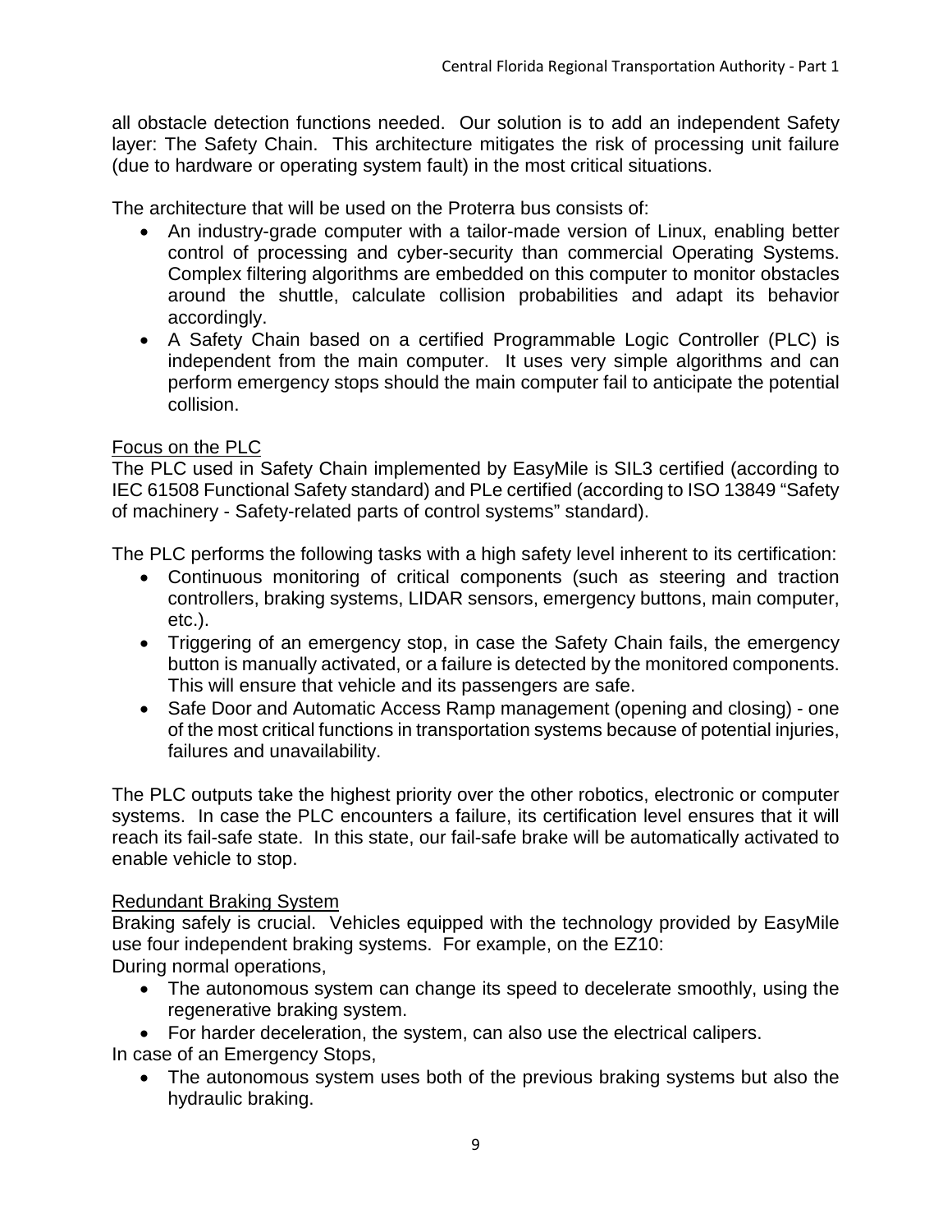all obstacle detection functions needed. Our solution is to add an independent Safety layer: The Safety Chain. This architecture mitigates the risk of processing unit failure (due to hardware or operating system fault) in the most critical situations.

The architecture that will be used on the Proterra bus consists of:

- An industry-grade computer with a tailor-made version of Linux, enabling better control of processing and cyber-security than commercial Operating Systems. Complex filtering algorithms are embedded on this computer to monitor obstacles around the shuttle, calculate collision probabilities and adapt its behavior accordingly.
- A Safety Chain based on a certified Programmable Logic Controller (PLC) is independent from the main computer. It uses very simple algorithms and can perform emergency stops should the main computer fail to anticipate the potential collision.

<u>Focus on the PLC</u>

The PLC used in Safety Chain implemented by EasyMile is SIL3 certified (according to IEC 61508 Functional Safety standard) and PLe certified (according to ISO 13849 "Safety of machinery - Safety-related parts of control systems" standard).

The PLC performs the following tasks with a high safety level inherent to its certification:

- Continuous monitoring of critical components (such as steering and traction controllers, braking systems, LIDAR sensors, emergency buttons, main computer, etc.).
- Triggering of an emergency stop, in case the Safety Chain fails, the emergency button is manually activated, or a failure is detected by the monitored components. This will ensure that vehicle and its passengers are safe.
- Safe Door and Automatic Access Ramp management (opening and closing) - one of the most critical functions in transportation systems because of potential injuries, failures and unavailability.

The PLC outputs take the highest priority over the other robotics, electronic or computer systems. In case the PLC encounters a failure, its certification level ensures that it will reach its fail-safe state. In this state, our fail-safe brake will be automatically activated to enable vehicle to stop.

<u>Redundant Braking System</u>

Braking safely is crucial. Vehicles equipped with the technology provided by EasyMile use four independent braking systems. For example, on the EZ10:

During normal operations,

- The autonomous system can change its speed to decelerate smoothly, using the regenerative braking system.
- For harder deceleration, the system, can also use the electrical calipers.

In case of an Emergency Stops,

- The autonomous system uses both of the previous braking systems but also the hydraulic braking.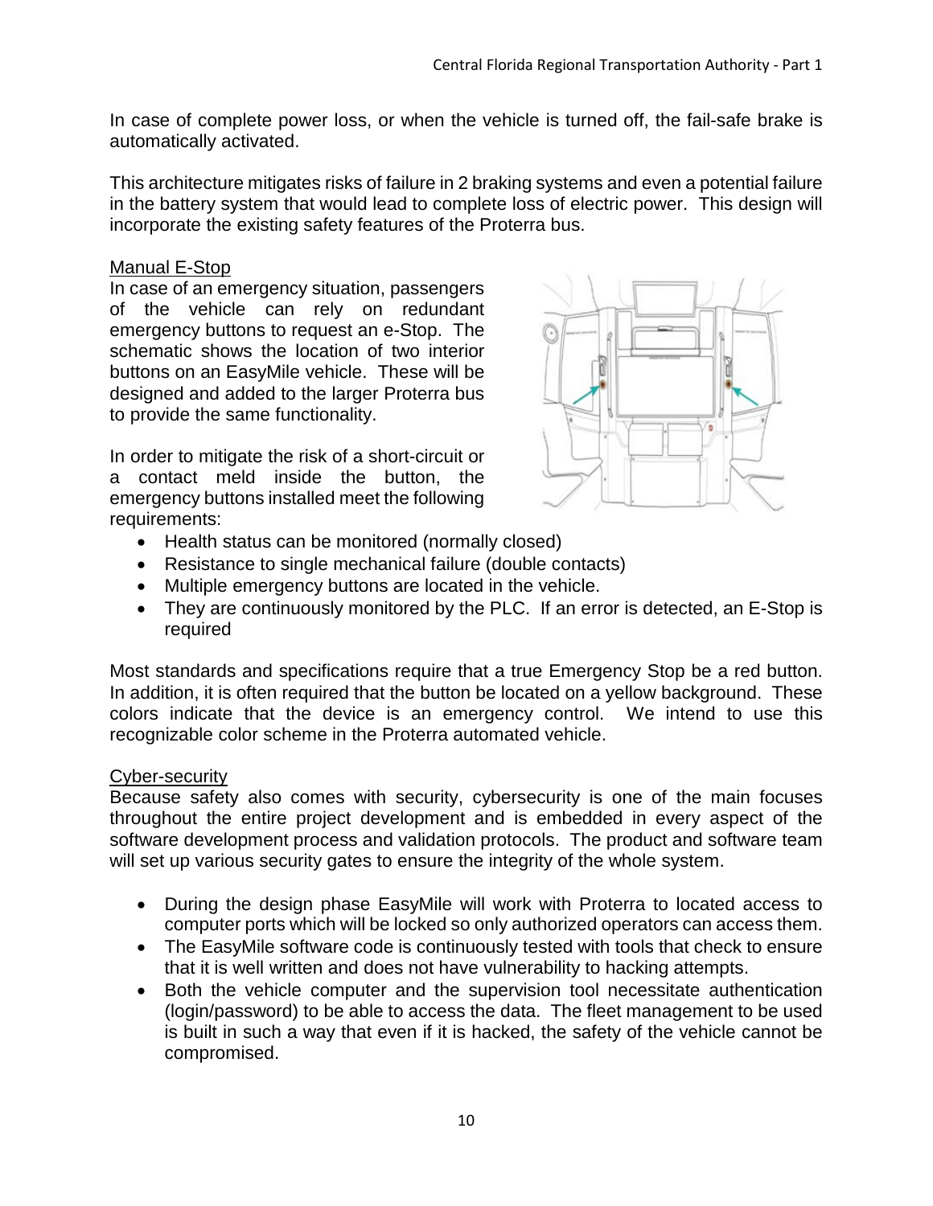In case of complete power loss, or when the vehicle is turned off, the fail-safe brake is automatically activated.

This architecture mitigates risks of failure in 2 braking systems and even a potential failure in the battery system that would lead to complete loss of electric power. This design will incorporate the existing safety features of the Proterra bus.

Manual E-Stop

In case of an emergency situation, passengers of the vehicle can rely on redundant emergency buttons to request an e-Stop. The schematic shows the location of two interior buttons on an EasyMile vehicle. These will be designed and added to the larger Proterra bus to provide the same functionality.

In order to mitigate the risk of a short-circuit or a contact meld inside the button, the emergency buttons installed meet the following requirements:

- Health status can be monitored (normally closed)
- Resistance to single mechanical failure (double contacts)
- Multiple emergency buttons are located in the vehicle.
- They are continuously monitored by the PLC. If an error is detected, an E-Stop is required

Most standards and specifications require that a true Emergency Stop be a red button. In addition, it is often required that the button be located on a yellow background. These colors indicate that the device is an emergency control. We intend to use this recognizable color scheme in the Proterra automated vehicle.

Cyber-security

Because safety also comes with security, cybersecurity is one of the main focuses throughout the entire project development and is embedded in every aspect of the software development process and validation protocols. The product and software team will set up various security gates to ensure the integrity of the whole system.

- During the design phase EasyMile will work with Proterra to located access to computer ports which will be locked so only authorized operators can access them.
- The EasyMile software code is continuously tested with tools that check to ensure that it is well written and does not have vulnerability to hacking attempts.
- Both the vehicle computer and the supervision tool necessitate authentication (login/password) to be able to access the data. The fleet management to be used is built in such a way that even if it is hacked, the safety of the vehicle cannot be compromised.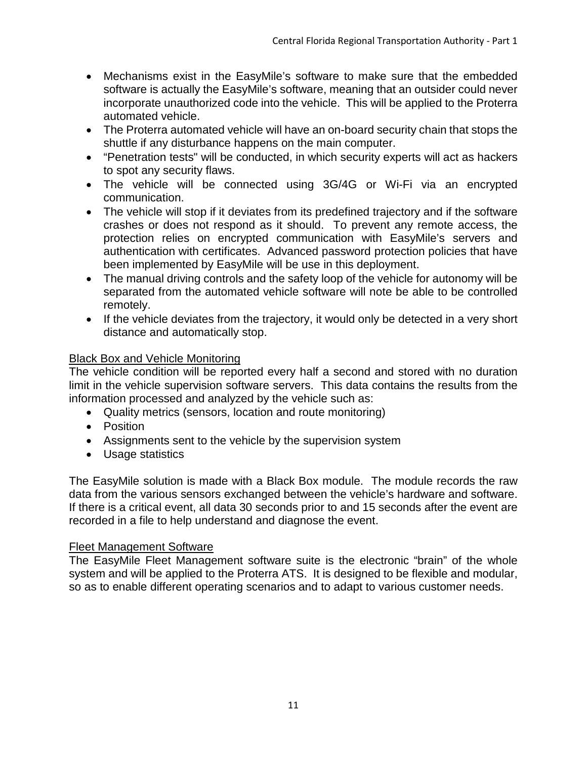- Mechanisms exist in the EasyMile's software to make sure that the embedded software is actually the EasyMile's software, meaning that an outsider could never incorporate unauthorized code into the vehicle. This will be applied to the Proterra automated vehicle.
- The Proterra automated vehicle will have an on-board security chain that stops the shuttle if any disturbance happens on the main computer.
- "Penetration tests" will be conducted, in which security experts will act as hackers to spot any security flaws.
- The vehicle will be connected using 3G/4G or Wi-Fi via an encrypted communication.
- The vehicle will stop if it deviates from its predefined trajectory and if the software crashes or does not respond as it should. To prevent any remote access, the protection relies on encrypted communication with EasyMile's servers and authentication with certificates. Advanced password protection policies that have been implemented by EasyMile will be use in this deployment.
- The manual driving controls and the safety loop of the vehicle for autonomy will be separated from the automated vehicle software will note be able to be controlled remotely.
- If the vehicle deviates from the trajectory, it would only be detected in a very short distance and automatically stop.

Black Box and Vehicle Monitoring

The vehicle condition will be reported every half a second and stored with no duration limit in the vehicle supervision software servers. This data contains the results from the information processed and analyzed by the vehicle such as:

- Quality metrics (sensors, location and route monitoring)
- Position
- Assignments sent to the vehicle by the supervision system
- Usage statistics

The EasyMile solution is made with a Black Box module. The module records the raw data from the various sensors exchanged between the vehicle's hardware and software. If there is a critical event, all data 30 seconds prior to and 15 seconds after the event are recorded in a file to help understand and diagnose the event.

Fleet Management Software

The EasyMile Fleet Management software suite is the electronic "brain" of the whole system and will be applied to the Proterra ATS. It is designed to be flexible and modular, so as to enable different operating scenarios and to adapt to various customer needs.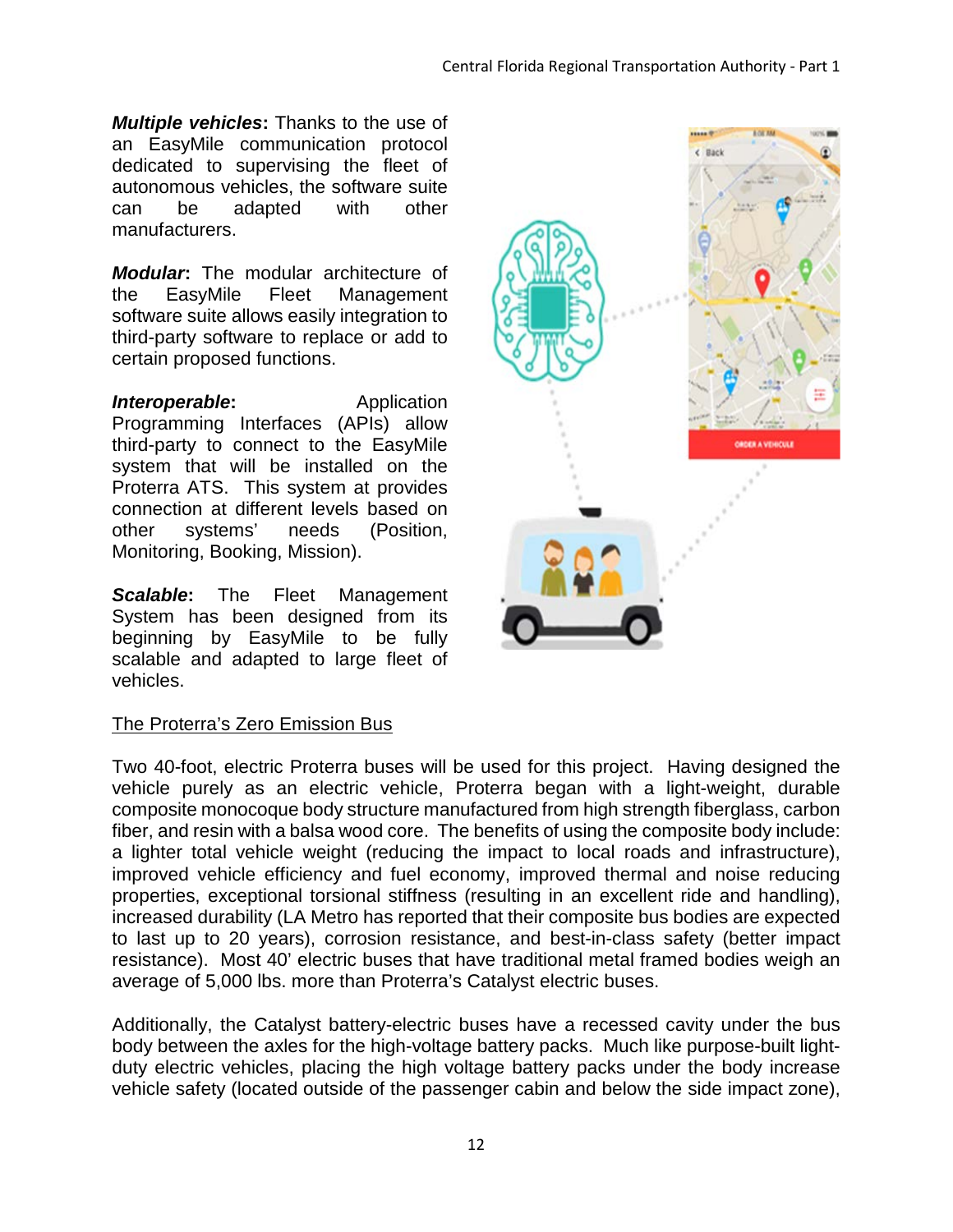***Multiple vehicles*****:** Thanks to the use of an EasyMile communication protocol dedicated to supervising the fleet of autonomous vehicles, the software suite can be adapted with other manufacturers.

***Modular*****:** The modular architecture of the EasyMile Fleet Management software suite allows easily integration to third-party software to replace or add to certain proposed functions.

***Interoperable*****:** Application Programming Interfaces (APIs) allow third-party to connect to the EasyMile system that will be installed on the Proterra ATS. This system at provides connection at different levels based on other systems' needs (Position, Monitoring, Booking, Mission).

***Scalable*****:** The Fleet Management System has been designed from its beginning by EasyMile to be fully scalable and adapted to large fleet of vehicles.

<u>The Proterra's Zero Emission Bus</u>

Two 40-foot, electric Proterra buses will be used for this project. Having designed the vehicle purely as an electric vehicle, Proterra began with a light-weight, durable composite monocoque body structure manufactured from high strength fiberglass, carbon fiber, and resin with a balsa wood core. The benefits of using the composite body include: a lighter total vehicle weight (reducing the impact to local roads and infrastructure), improved vehicle efficiency and fuel economy, improved thermal and noise reducing properties, exceptional torsional stiffness (resulting in an excellent ride and handling), increased durability (LA Metro has reported that their composite bus bodies are expected to last up to 20 years), corrosion resistance, and best-in-class safety (better impact resistance). Most 40' electric buses that have traditional metal framed bodies weigh an average of 5,000 lbs. more than Proterra's Catalyst electric buses.

Additionally, the Catalyst battery-electric buses have a recessed cavity under the bus body between the axles for the high-voltage battery packs. Much like purpose-built light-duty electric vehicles, placing the high voltage battery packs under the body increase vehicle safety (located outside of the passenger cabin and below the side impact zone),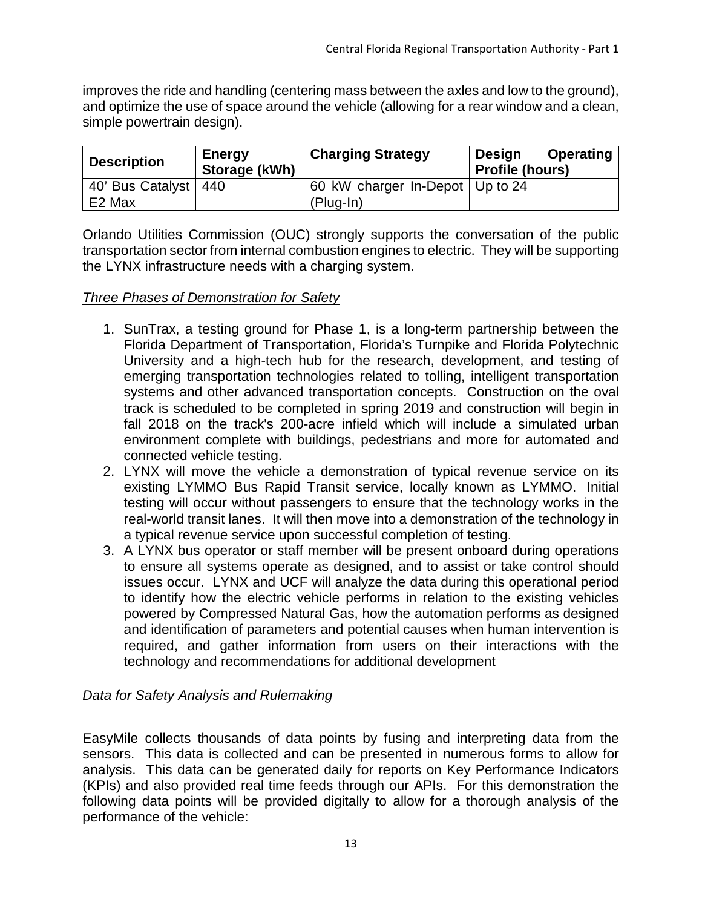improves the ride and handling (centering mass between the axles and low to the ground), and optimize the use of space around the vehicle (allowing for a rear window and a clean, simple powertrain design).

| Description | Energy Storage (kWh) | Charging Strategy | Design Operating Profile (hours) |
|---|---|---|---|
| 40' Bus Catalyst E2 Max | 440 | 60 kW charger In-Depot (Plug-In) | Up to 24 |

Orlando Utilities Commission (OUC) strongly supports the conversation of the public transportation sector from internal combustion engines to electric. They will be supporting the LYNX infrastructure needs with a charging system.

*Three Phases of Demonstration for Safety*

1. SunTrax, a testing ground for Phase 1, is a long-term partnership between the Florida Department of Transportation, Florida's Turnpike and Florida Polytechnic University and a high-tech hub for the research, development, and testing of emerging transportation technologies related to tolling, intelligent transportation systems and other advanced transportation concepts. Construction on the oval track is scheduled to be completed in spring 2019 and construction will begin in fall 2018 on the track's 200-acre infield which will include a simulated urban environment complete with buildings, pedestrians and more for automated and connected vehicle testing.
2. LYNX will move the vehicle a demonstration of typical revenue service on its existing LYMMO Bus Rapid Transit service, locally known as LYMMO. Initial testing will occur without passengers to ensure that the technology works in the real-world transit lanes. It will then move into a demonstration of the technology in a typical revenue service upon successful completion of testing.
3. A LYNX bus operator or staff member will be present onboard during operations to ensure all systems operate as designed, and to assist or take control should issues occur. LYNX and UCF will analyze the data during this operational period to identify how the electric vehicle performs in relation to the existing vehicles powered by Compressed Natural Gas, how the automation performs as designed and identification of parameters and potential causes when human intervention is required, and gather information from users on their interactions with the technology and recommendations for additional development

*Data for Safety Analysis and Rulemaking*

EasyMile collects thousands of data points by fusing and interpreting data from the sensors. This data is collected and can be presented in numerous forms to allow for analysis. This data can be generated daily for reports on Key Performance Indicators (KPIs) and also provided real time feeds through our APIs. For this demonstration the following data points will be provided digitally to allow for a thorough analysis of the performance of the vehicle: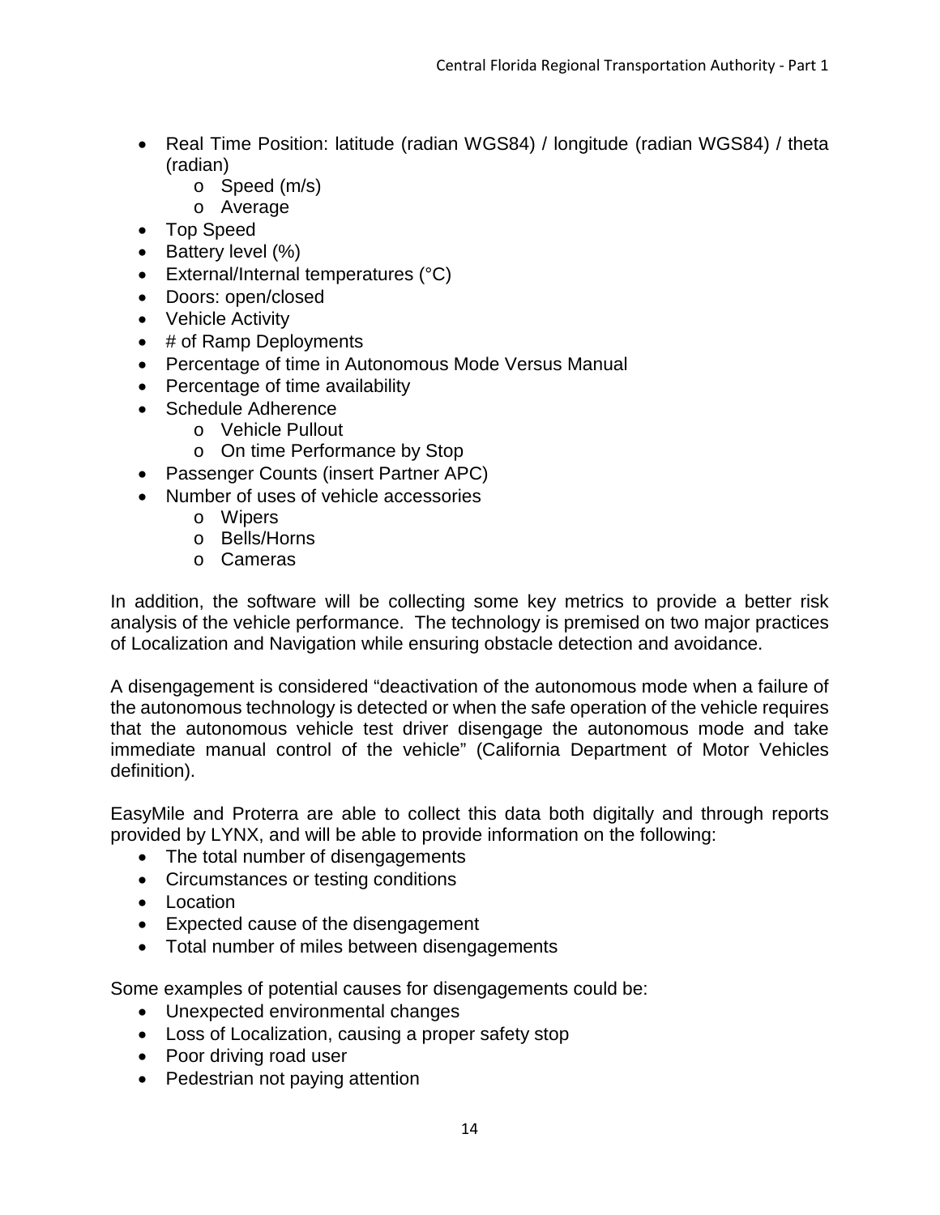- Real Time Position: latitude (radian WGS84) / longitude (radian WGS84) / theta (radian)
    - Speed (m/s)
    - Average
- Top Speed
- Battery level (%)
- External/Internal temperatures (°C)
- Doors: open/closed
- Vehicle Activity
- # of Ramp Deployments
- Percentage of time in Autonomous Mode Versus Manual
- Percentage of time availability
- Schedule Adherence
    - Vehicle Pullout
    - On time Performance by Stop
- Passenger Counts (insert Partner APC)
- Number of uses of vehicle accessories
    - Wipers
    - Bells/Horns
    - Cameras

In addition, the software will be collecting some key metrics to provide a better risk analysis of the vehicle performance. The technology is premised on two major practices of Localization and Navigation while ensuring obstacle detection and avoidance.

A disengagement is considered "deactivation of the autonomous mode when a failure of the autonomous technology is detected or when the safe operation of the vehicle requires that the autonomous vehicle test driver disengage the autonomous mode and take immediate manual control of the vehicle" (California Department of Motor Vehicles definition).

EasyMile and Proterra are able to collect this data both digitally and through reports provided by LYNX, and will be able to provide information on the following:

- The total number of disengagements
- Circumstances or testing conditions
- Location
- Expected cause of the disengagement
- Total number of miles between disengagements

Some examples of potential causes for disengagements could be:

- Unexpected environmental changes
- Loss of Localization, causing a proper safety stop
- Poor driving road user
- Pedestrian not paying attention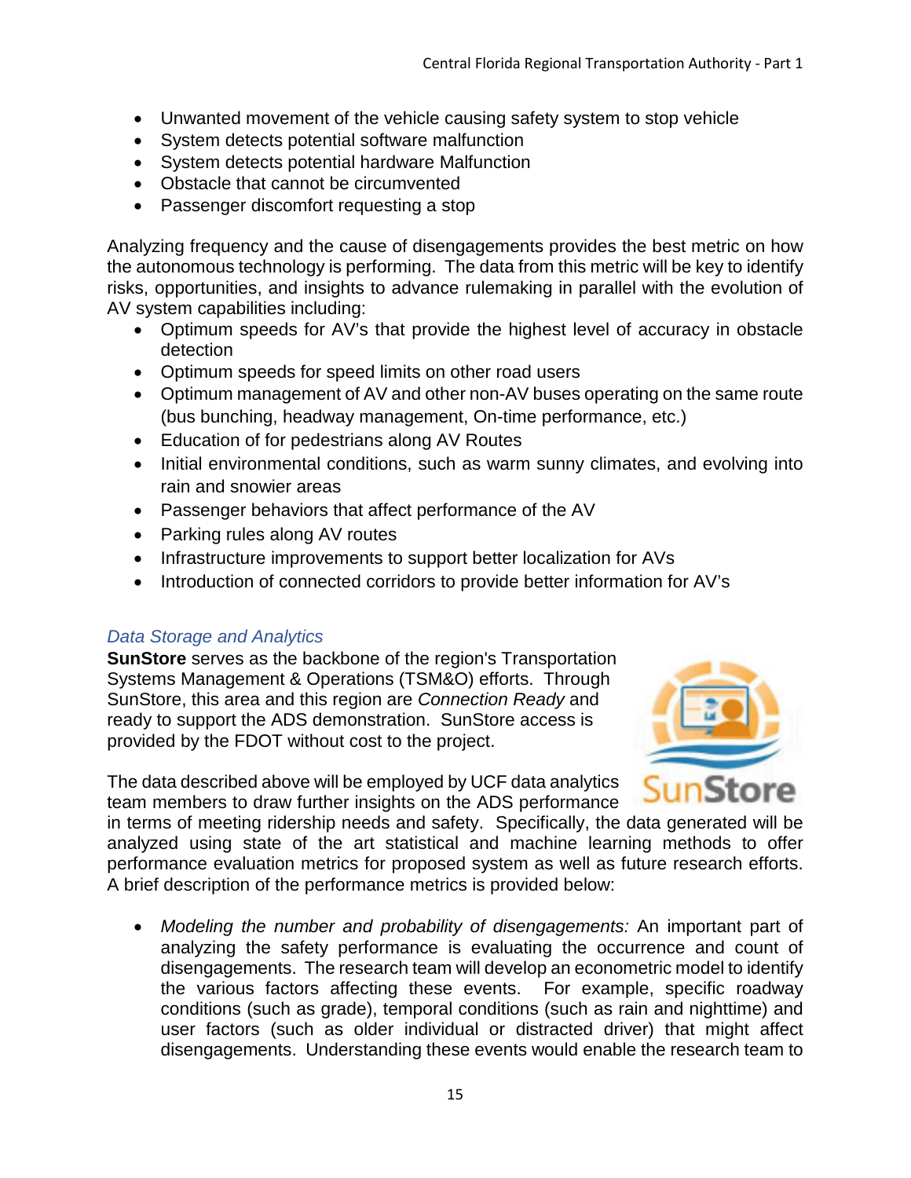- Unwanted movement of the vehicle causing safety system to stop vehicle
- System detects potential software malfunction
- System detects potential hardware Malfunction
- Obstacle that cannot be circumvented
- Passenger discomfort requesting a stop

Analyzing frequency and the cause of disengagements provides the best metric on how the autonomous technology is performing. The data from this metric will be key to identify risks, opportunities, and insights to advance rulemaking in parallel with the evolution of AV system capabilities including:

- Optimum speeds for AV's that provide the highest level of accuracy in obstacle detection
- Optimum speeds for speed limits on other road users
- Optimum management of AV and other non-AV buses operating on the same route (bus bunching, headway management, On-time performance, etc.)
- Education of for pedestrians along AV Routes
- Initial environmental conditions, such as warm sunny climates, and evolving into rain and snowier areas
- Passenger behaviors that affect performance of the AV
- Parking rules along AV routes
- Infrastructure improvements to support better localization for AVs
- Introduction of connected corridors to provide better information for AV's

### *Data Storage and Analytics*

**SunStore** serves as the backbone of the region's Transportation Systems Management & Operations (TSM&O) efforts. Through SunStore, this area and this region are *Connection Ready* and ready to support the ADS demonstration. SunStore access is provided by the FDOT without cost to the project.

The data described above will be employed by UCF data analytics team members to draw further insights on the ADS performance in terms of meeting ridership needs and safety. Specifically, the data generated will be analyzed using state of the art statistical and machine learning methods to offer performance evaluation metrics for proposed system as well as future research efforts. A brief description of the performance metrics is provided below:

- *Modeling the number and probability of disengagements:* An important part of analyzing the safety performance is evaluating the occurrence and count of disengagements. The research team will develop an econometric model to identify the various factors affecting these events. For example, specific roadway conditions (such as grade), temporal conditions (such as rain and nighttime) and user factors (such as older individual or distracted driver) that might affect disengagements. Understanding these events would enable the research team to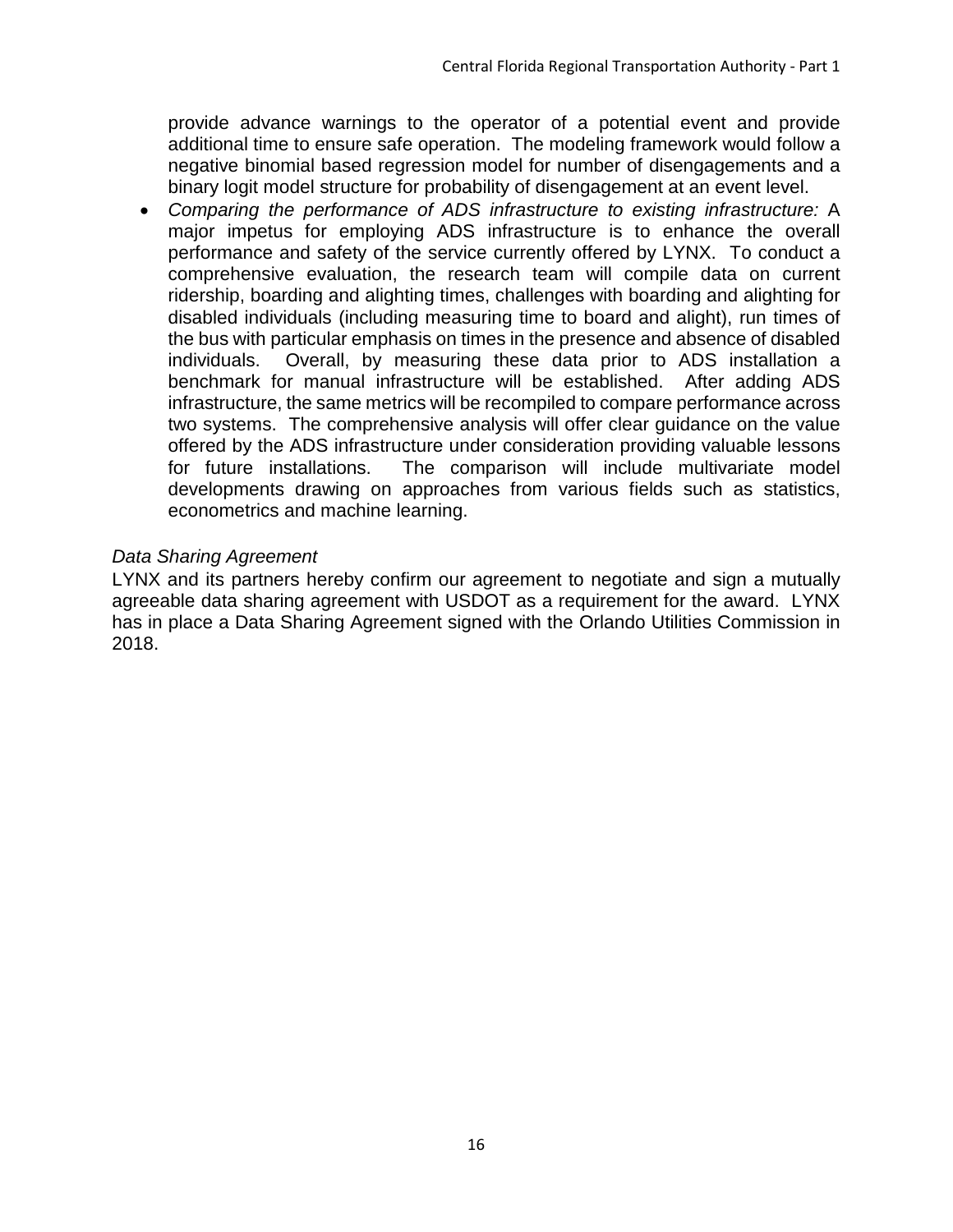provide advance warnings to the operator of a potential event and provide additional time to ensure safe operation. The modeling framework would follow a negative binomial based regression model for number of disengagements and a binary logit model structure for probability of disengagement at an event level.

- *Comparing the performance of ADS infrastructure to existing infrastructure:* A major impetus for employing ADS infrastructure is to enhance the overall performance and safety of the service currently offered by LYNX. To conduct a comprehensive evaluation, the research team will compile data on current ridership, boarding and alighting times, challenges with boarding and alighting for disabled individuals (including measuring time to board and alight), run times of the bus with particular emphasis on times in the presence and absence of disabled individuals. Overall, by measuring these data prior to ADS installation a benchmark for manual infrastructure will be established. After adding ADS infrastructure, the same metrics will be recompiled to compare performance across two systems. The comprehensive analysis will offer clear guidance on the value offered by the ADS infrastructure under consideration providing valuable lessons for future installations. The comparison will include multivariate model developments drawing on approaches from various fields such as statistics, econometrics and machine learning.

*Data Sharing Agreement*

LYNX and its partners hereby confirm our agreement to negotiate and sign a mutually agreeable data sharing agreement with USDOT as a requirement for the award. LYNX has in place a Data Sharing Agreement signed with the Orlando Utilities Commission in 2018.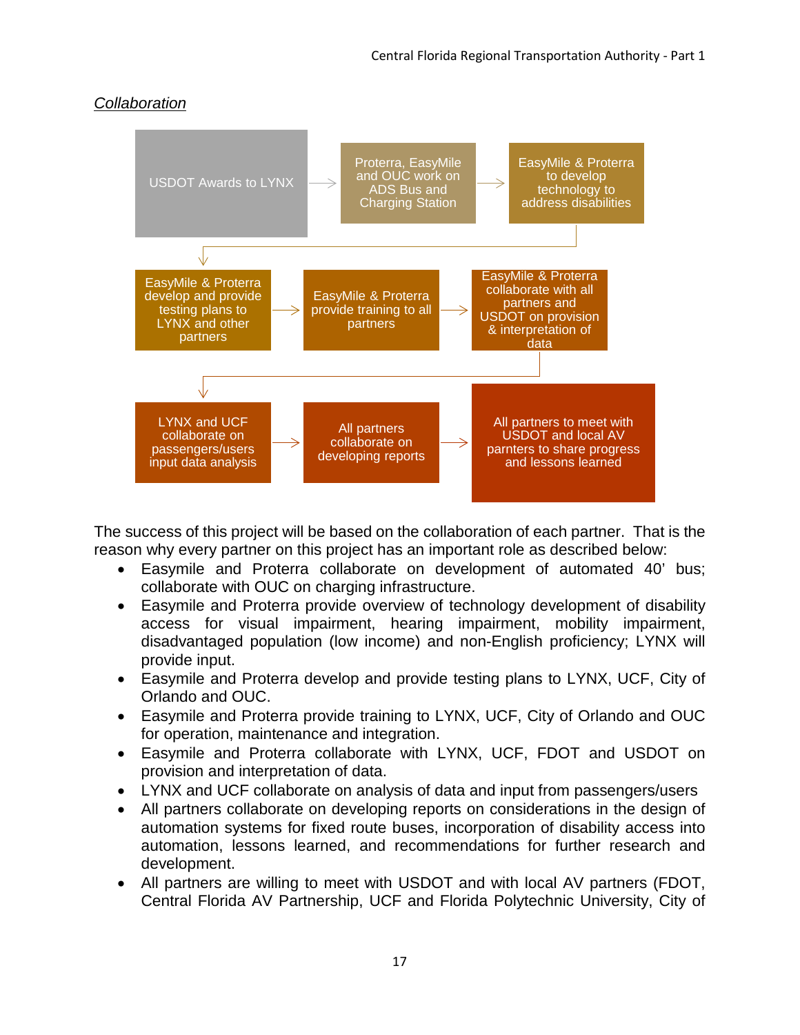*Collaboration*

USDOT Awards to LYNX → Proterra, EasyMile and OUC work on ADS Bus and Charging Station → EasyMile & Proterra to develop technology to address disabilities → EasyMile & Proterra develop and provide testing plans to LYNX and other partners → EasyMile & Proterra provide training to all partners → EasyMile & Proterra collaborate with all partners and USDOT on provision & interpretation of data → LYNX and UCF collaborate on passengers/users input data analysis → All partners collaborate on developing reports → All partners to meet with USDOT and local AV parnters to share progress and lessons learned

The success of this project will be based on the collaboration of each partner. That is the reason why every partner on this project has an important role as described below:

- Easymile and Proterra collaborate on development of automated 40' bus; collaborate with OUC on charging infrastructure.
- Easymile and Proterra provide overview of technology development of disability access for visual impairment, hearing impairment, mobility impairment, disadvantaged population (low income) and non-English proficiency; LYNX will provide input.
- Easymile and Proterra develop and provide testing plans to LYNX, UCF, City of Orlando and OUC.
- Easymile and Proterra provide training to LYNX, UCF, City of Orlando and OUC for operation, maintenance and integration.
- Easymile and Proterra collaborate with LYNX, UCF, FDOT and USDOT on provision and interpretation of data.
- LYNX and UCF collaborate on analysis of data and input from passengers/users
- All partners collaborate on developing reports on considerations in the design of automation systems for fixed route buses, incorporation of disability access into automation, lessons learned, and recommendations for further research and development.
- All partners are willing to meet with USDOT and with local AV partners (FDOT, Central Florida AV Partnership, UCF and Florida Polytechnic University, City of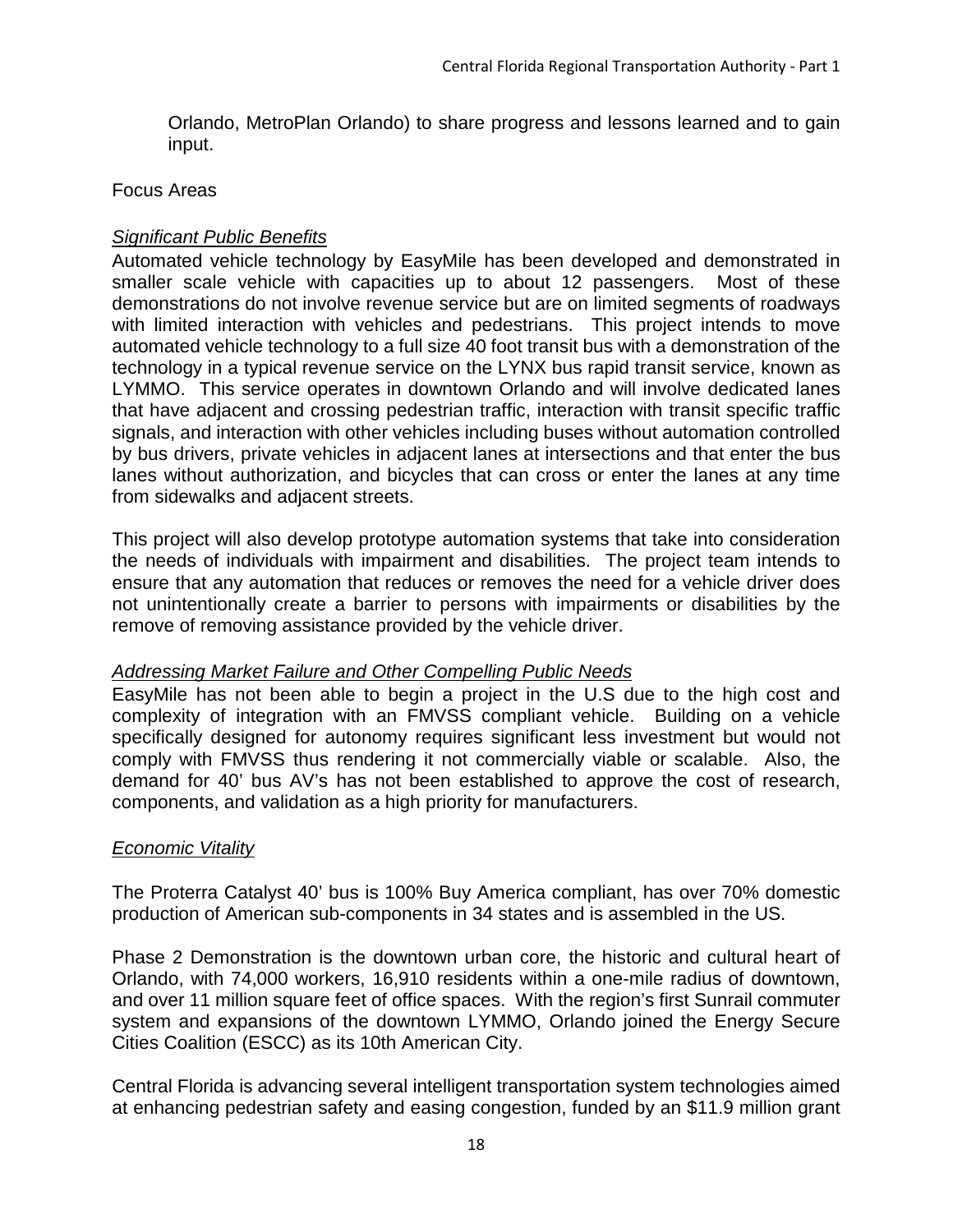Orlando, MetroPlan Orlando) to share progress and lessons learned and to gain input.

Focus Areas

*Significant Public Benefits*

Automated vehicle technology by EasyMile has been developed and demonstrated in smaller scale vehicle with capacities up to about 12 passengers. Most of these demonstrations do not involve revenue service but are on limited segments of roadways with limited interaction with vehicles and pedestrians. This project intends to move automated vehicle technology to a full size 40 foot transit bus with a demonstration of the technology in a typical revenue service on the LYNX bus rapid transit service, known as LYMMO. This service operates in downtown Orlando and will involve dedicated lanes that have adjacent and crossing pedestrian traffic, interaction with transit specific traffic signals, and interaction with other vehicles including buses without automation controlled by bus drivers, private vehicles in adjacent lanes at intersections and that enter the bus lanes without authorization, and bicycles that can cross or enter the lanes at any time from sidewalks and adjacent streets.

This project will also develop prototype automation systems that take into consideration the needs of individuals with impairment and disabilities. The project team intends to ensure that any automation that reduces or removes the need for a vehicle driver does not unintentionally create a barrier to persons with impairments or disabilities by the remove of removing assistance provided by the vehicle driver.

*Addressing Market Failure and Other Compelling Public Needs*

EasyMile has not been able to begin a project in the U.S due to the high cost and complexity of integration with an FMVSS compliant vehicle. Building on a vehicle specifically designed for autonomy requires significant less investment but would not comply with FMVSS thus rendering it not commercially viable or scalable. Also, the demand for 40' bus AV's has not been established to approve the cost of research, components, and validation as a high priority for manufacturers.

*Economic Vitality*

The Proterra Catalyst 40' bus is 100% Buy America compliant, has over 70% domestic production of American sub-components in 34 states and is assembled in the US.

Phase 2 Demonstration is the downtown urban core, the historic and cultural heart of Orlando, with 74,000 workers, 16,910 residents within a one-mile radius of downtown, and over 11 million square feet of office spaces. With the region's first Sunrail commuter system and expansions of the downtown LYMMO, Orlando joined the Energy Secure Cities Coalition (ESCC) as its 10th American City.

Central Florida is advancing several intelligent transportation system technologies aimed at enhancing pedestrian safety and easing congestion, funded by an $11.9 million grant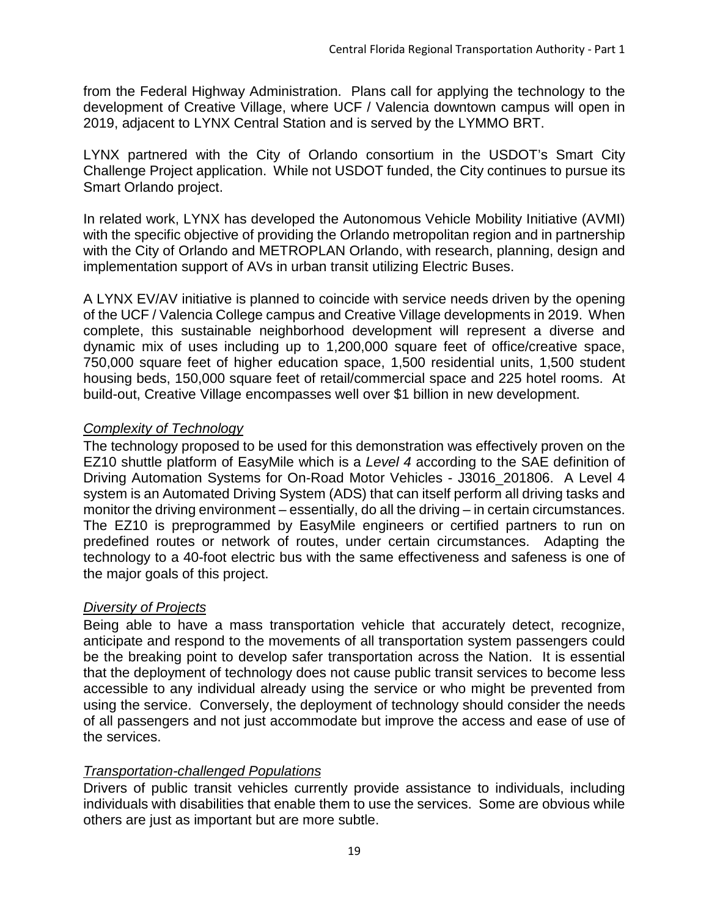from the Federal Highway Administration. Plans call for applying the technology to the development of Creative Village, where UCF / Valencia downtown campus will open in 2019, adjacent to LYNX Central Station and is served by the LYMMO BRT.

LYNX partnered with the City of Orlando consortium in the USDOT's Smart City Challenge Project application. While not USDOT funded, the City continues to pursue its Smart Orlando project.

In related work, LYNX has developed the Autonomous Vehicle Mobility Initiative (AVMI) with the specific objective of providing the Orlando metropolitan region and in partnership with the City of Orlando and METROPLAN Orlando, with research, planning, design and implementation support of AVs in urban transit utilizing Electric Buses.

A LYNX EV/AV initiative is planned to coincide with service needs driven by the opening of the UCF / Valencia College campus and Creative Village developments in 2019. When complete, this sustainable neighborhood development will represent a diverse and dynamic mix of uses including up to 1,200,000 square feet of office/creative space, 750,000 square feet of higher education space, 1,500 residential units, 1,500 student housing beds, 150,000 square feet of retail/commercial space and 225 hotel rooms. At build-out, Creative Village encompasses well over $1 billion in new development.

<u>*Complexity of Technology*</u>

The technology proposed to be used for this demonstration was effectively proven on the EZ10 shuttle platform of EasyMile which is a *Level 4* according to the SAE definition of Driving Automation Systems for On-Road Motor Vehicles - J3016_201806. A Level 4 system is an Automated Driving System (ADS) that can itself perform all driving tasks and monitor the driving environment – essentially, do all the driving – in certain circumstances. The EZ10 is preprogrammed by EasyMile engineers or certified partners to run on predefined routes or network of routes, under certain circumstances. Adapting the technology to a 40-foot electric bus with the same effectiveness and safeness is one of the major goals of this project.

<u>*Diversity of Projects*</u>

Being able to have a mass transportation vehicle that accurately detect, recognize, anticipate and respond to the movements of all transportation system passengers could be the breaking point to develop safer transportation across the Nation. It is essential that the deployment of technology does not cause public transit services to become less accessible to any individual already using the service or who might be prevented from using the service. Conversely, the deployment of technology should consider the needs of all passengers and not just accommodate but improve the access and ease of use of the services.

<u>*Transportation-challenged Populations*</u>

Drivers of public transit vehicles currently provide assistance to individuals, including individuals with disabilities that enable them to use the services. Some are obvious while others are just as important but are more subtle.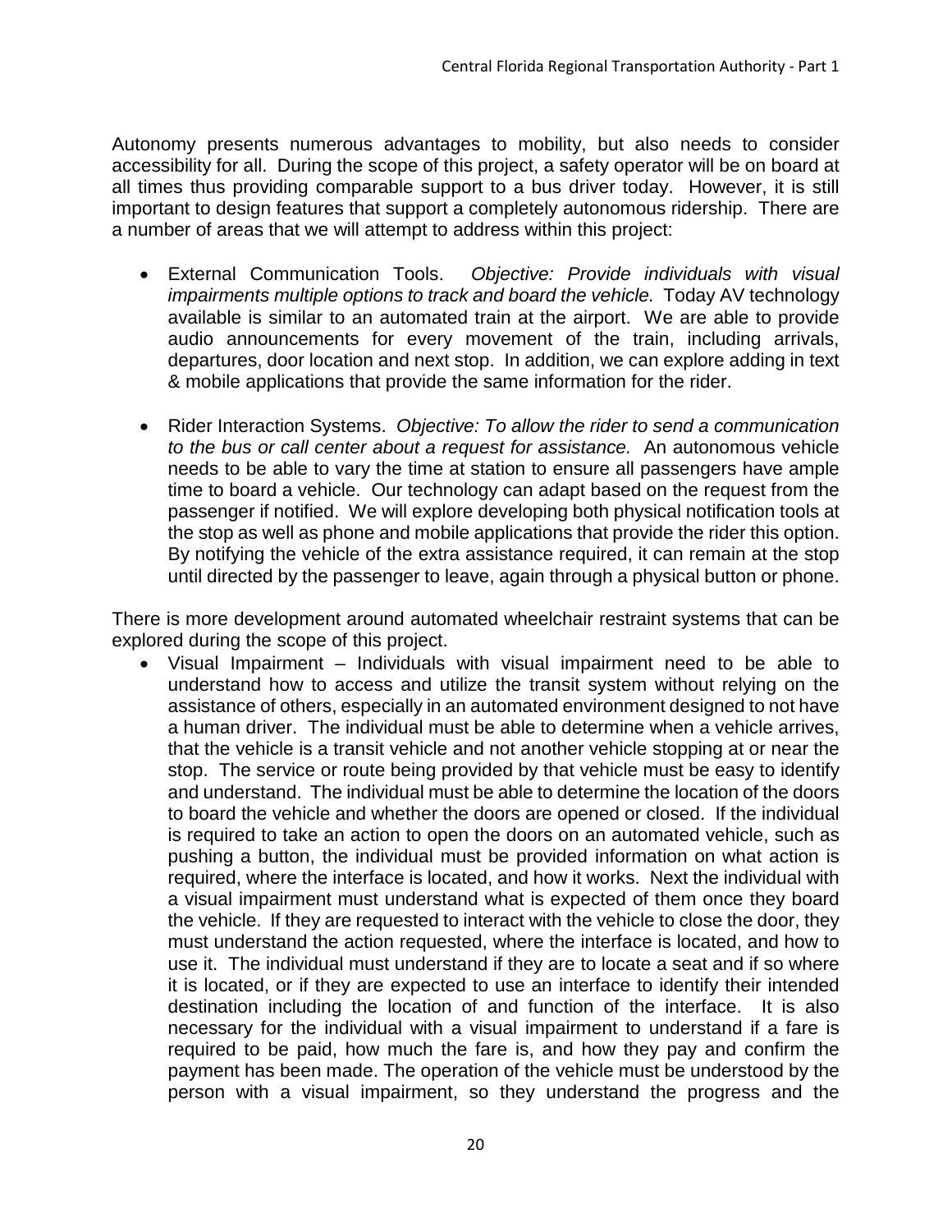Autonomy presents numerous advantages to mobility, but also needs to consider accessibility for all. During the scope of this project, a safety operator will be on board at all times thus providing comparable support to a bus driver today. However, it is still important to design features that support a completely autonomous ridership. There are a number of areas that we will attempt to address within this project:

- External Communication Tools. *Objective: Provide individuals with visual impairments multiple options to track and board the vehicle.* Today AV technology available is similar to an automated train at the airport. We are able to provide audio announcements for every movement of the train, including arrivals, departures, door location and next stop. In addition, we can explore adding in text & mobile applications that provide the same information for the rider.

- Rider Interaction Systems. *Objective: To allow the rider to send a communication to the bus or call center about a request for assistance.* An autonomous vehicle needs to be able to vary the time at station to ensure all passengers have ample time to board a vehicle. Our technology can adapt based on the request from the passenger if notified. We will explore developing both physical notification tools at the stop as well as phone and mobile applications that provide the rider this option. By notifying the vehicle of the extra assistance required, it can remain at the stop until directed by the passenger to leave, again through a physical button or phone.

There is more development around automated wheelchair restraint systems that can be explored during the scope of this project.

- Visual Impairment – Individuals with visual impairment need to be able to understand how to access and utilize the transit system without relying on the assistance of others, especially in an automated environment designed to not have a human driver. The individual must be able to determine when a vehicle arrives, that the vehicle is a transit vehicle and not another vehicle stopping at or near the stop. The service or route being provided by that vehicle must be easy to identify and understand. The individual must be able to determine the location of the doors to board the vehicle and whether the doors are opened or closed. If the individual is required to take an action to open the doors on an automated vehicle, such as pushing a button, the individual must be provided information on what action is required, where the interface is located, and how it works. Next the individual with a visual impairment must understand what is expected of them once they board the vehicle. If they are requested to interact with the vehicle to close the door, they must understand the action requested, where the interface is located, and how to use it. The individual must understand if they are to locate a seat and if so where it is located, or if they are expected to use an interface to identify their intended destination including the location of and function of the interface. It is also necessary for the individual with a visual impairment to understand if a fare is required to be paid, how much the fare is, and how they pay and confirm the payment has been made. The operation of the vehicle must be understood by the person with a visual impairment, so they understand the progress and the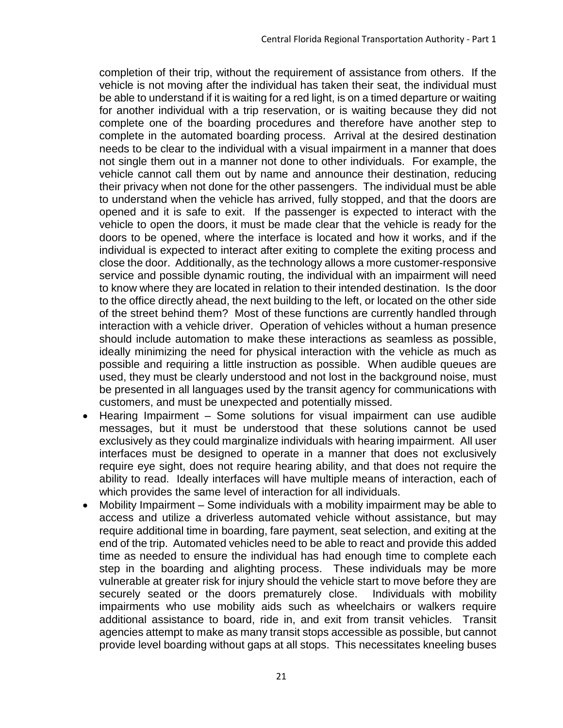completion of their trip, without the requirement of assistance from others. If the vehicle is not moving after the individual has taken their seat, the individual must be able to understand if it is waiting for a red light, is on a timed departure or waiting for another individual with a trip reservation, or is waiting because they did not complete one of the boarding procedures and therefore have another step to complete in the automated boarding process. Arrival at the desired destination needs to be clear to the individual with a visual impairment in a manner that does not single them out in a manner not done to other individuals. For example, the vehicle cannot call them out by name and announce their destination, reducing their privacy when not done for the other passengers. The individual must be able to understand when the vehicle has arrived, fully stopped, and that the doors are opened and it is safe to exit. If the passenger is expected to interact with the vehicle to open the doors, it must be made clear that the vehicle is ready for the doors to be opened, where the interface is located and how it works, and if the individual is expected to interact after exiting to complete the exiting process and close the door. Additionally, as the technology allows a more customer-responsive service and possible dynamic routing, the individual with an impairment will need to know where they are located in relation to their intended destination. Is the door to the office directly ahead, the next building to the left, or located on the other side of the street behind them? Most of these functions are currently handled through interaction with a vehicle driver. Operation of vehicles without a human presence should include automation to make these interactions as seamless as possible, ideally minimizing the need for physical interaction with the vehicle as much as possible and requiring a little instruction as possible. When audible queues are used, they must be clearly understood and not lost in the background noise, must be presented in all languages used by the transit agency for communications with customers, and must be unexpected and potentially missed.

- Hearing Impairment – Some solutions for visual impairment can use audible messages, but it must be understood that these solutions cannot be used exclusively as they could marginalize individuals with hearing impairment. All user interfaces must be designed to operate in a manner that does not exclusively require eye sight, does not require hearing ability, and that does not require the ability to read. Ideally interfaces will have multiple means of interaction, each of which provides the same level of interaction for all individuals.
- Mobility Impairment – Some individuals with a mobility impairment may be able to access and utilize a driverless automated vehicle without assistance, but may require additional time in boarding, fare payment, seat selection, and exiting at the end of the trip. Automated vehicles need to be able to react and provide this added time as needed to ensure the individual has had enough time to complete each step in the boarding and alighting process. These individuals may be more vulnerable at greater risk for injury should the vehicle start to move before they are securely seated or the doors prematurely close. Individuals with mobility impairments who use mobility aids such as wheelchairs or walkers require additional assistance to board, ride in, and exit from transit vehicles. Transit agencies attempt to make as many transit stops accessible as possible, but cannot provide level boarding without gaps at all stops. This necessitates kneeling buses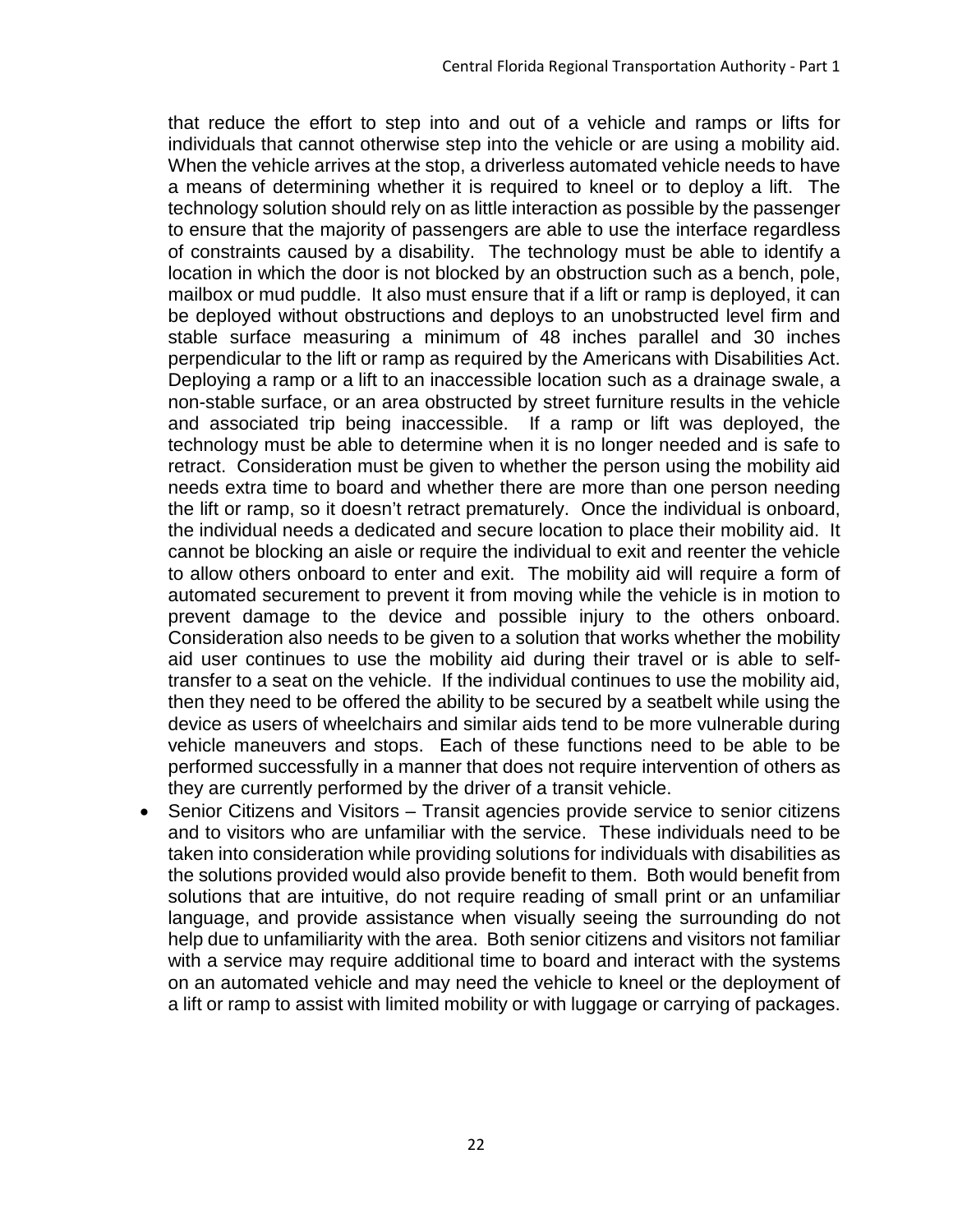that reduce the effort to step into and out of a vehicle and ramps or lifts for individuals that cannot otherwise step into the vehicle or are using a mobility aid. When the vehicle arrives at the stop, a driverless automated vehicle needs to have a means of determining whether it is required to kneel or to deploy a lift. The technology solution should rely on as little interaction as possible by the passenger to ensure that the majority of passengers are able to use the interface regardless of constraints caused by a disability. The technology must be able to identify a location in which the door is not blocked by an obstruction such as a bench, pole, mailbox or mud puddle. It also must ensure that if a lift or ramp is deployed, it can be deployed without obstructions and deploys to an unobstructed level firm and stable surface measuring a minimum of 48 inches parallel and 30 inches perpendicular to the lift or ramp as required by the Americans with Disabilities Act. Deploying a ramp or a lift to an inaccessible location such as a drainage swale, a non-stable surface, or an area obstructed by street furniture results in the vehicle and associated trip being inaccessible. If a ramp or lift was deployed, the technology must be able to determine when it is no longer needed and is safe to retract. Consideration must be given to whether the person using the mobility aid needs extra time to board and whether there are more than one person needing the lift or ramp, so it doesn't retract prematurely. Once the individual is onboard, the individual needs a dedicated and secure location to place their mobility aid. It cannot be blocking an aisle or require the individual to exit and reenter the vehicle to allow others onboard to enter and exit. The mobility aid will require a form of automated securement to prevent it from moving while the vehicle is in motion to prevent damage to the device and possible injury to the others onboard. Consideration also needs to be given to a solution that works whether the mobility aid user continues to use the mobility aid during their travel or is able to self-transfer to a seat on the vehicle. If the individual continues to use the mobility aid, then they need to be offered the ability to be secured by a seatbelt while using the device as users of wheelchairs and similar aids tend to be more vulnerable during vehicle maneuvers and stops. Each of these functions need to be able to be performed successfully in a manner that does not require intervention of others as they are currently performed by the driver of a transit vehicle.

- Senior Citizens and Visitors – Transit agencies provide service to senior citizens and to visitors who are unfamiliar with the service. These individuals need to be taken into consideration while providing solutions for individuals with disabilities as the solutions provided would also provide benefit to them. Both would benefit from solutions that are intuitive, do not require reading of small print or an unfamiliar language, and provide assistance when visually seeing the surrounding do not help due to unfamiliarity with the area. Both senior citizens and visitors not familiar with a service may require additional time to board and interact with the systems on an automated vehicle and may need the vehicle to kneel or the deployment of a lift or ramp to assist with limited mobility or with luggage or carrying of packages.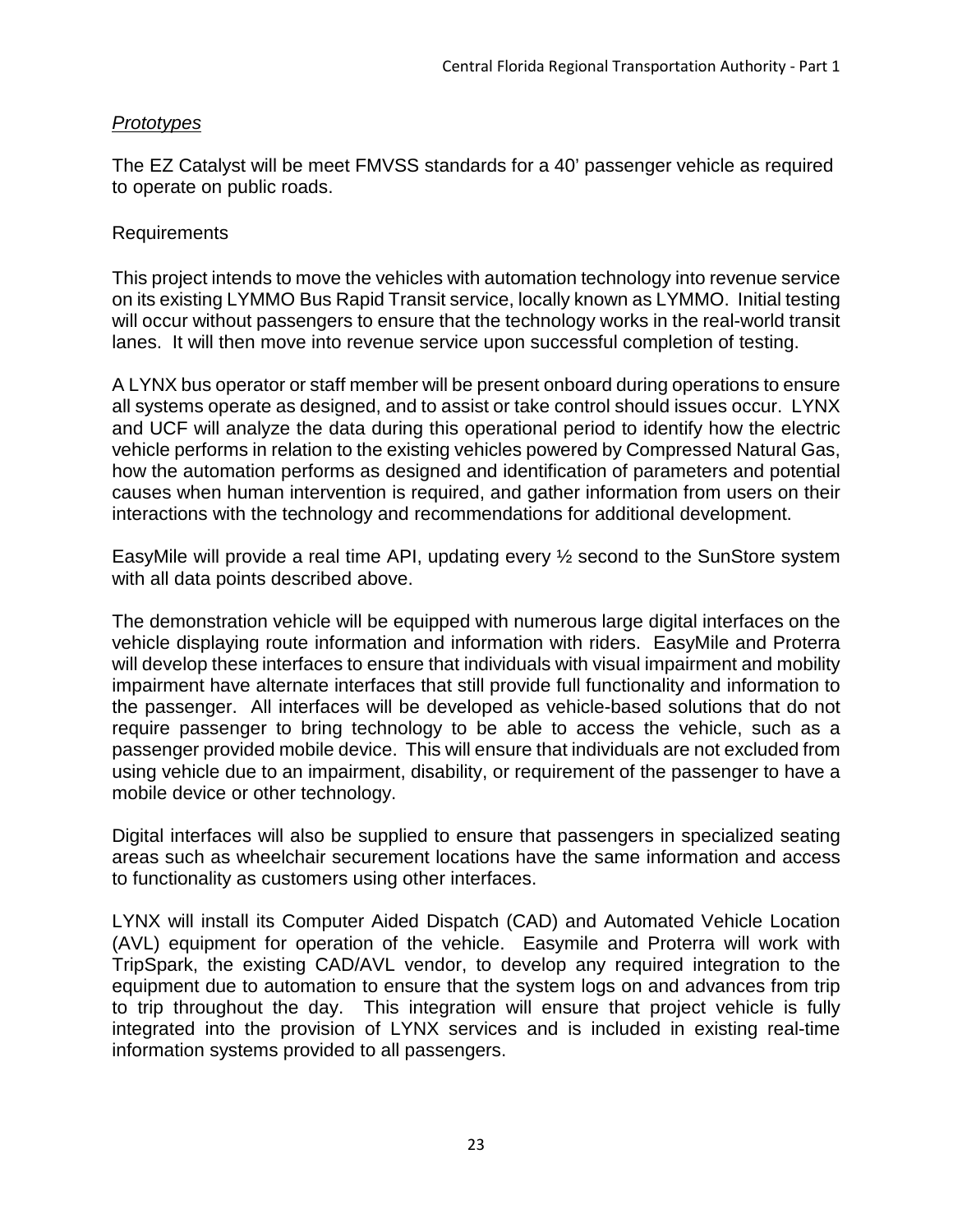*Prototypes*

The EZ Catalyst will be meet FMVSS standards for a 40' passenger vehicle as required to operate on public roads.

Requirements

This project intends to move the vehicles with automation technology into revenue service on its existing LYMMO Bus Rapid Transit service, locally known as LYMMO. Initial testing will occur without passengers to ensure that the technology works in the real-world transit lanes. It will then move into revenue service upon successful completion of testing.

A LYNX bus operator or staff member will be present onboard during operations to ensure all systems operate as designed, and to assist or take control should issues occur. LYNX and UCF will analyze the data during this operational period to identify how the electric vehicle performs in relation to the existing vehicles powered by Compressed Natural Gas, how the automation performs as designed and identification of parameters and potential causes when human intervention is required, and gather information from users on their interactions with the technology and recommendations for additional development.

EasyMile will provide a real time API, updating every ½ second to the SunStore system with all data points described above.

The demonstration vehicle will be equipped with numerous large digital interfaces on the vehicle displaying route information and information with riders. EasyMile and Proterra will develop these interfaces to ensure that individuals with visual impairment and mobility impairment have alternate interfaces that still provide full functionality and information to the passenger. All interfaces will be developed as vehicle-based solutions that do not require passenger to bring technology to be able to access the vehicle, such as a passenger provided mobile device. This will ensure that individuals are not excluded from using vehicle due to an impairment, disability, or requirement of the passenger to have a mobile device or other technology.

Digital interfaces will also be supplied to ensure that passengers in specialized seating areas such as wheelchair securement locations have the same information and access to functionality as customers using other interfaces.

LYNX will install its Computer Aided Dispatch (CAD) and Automated Vehicle Location (AVL) equipment for operation of the vehicle. Easymile and Proterra will work with TripSpark, the existing CAD/AVL vendor, to develop any required integration to the equipment due to automation to ensure that the system logs on and advances from trip to trip throughout the day. This integration will ensure that project vehicle is fully integrated into the provision of LYNX services and is included in existing real-time information systems provided to all passengers.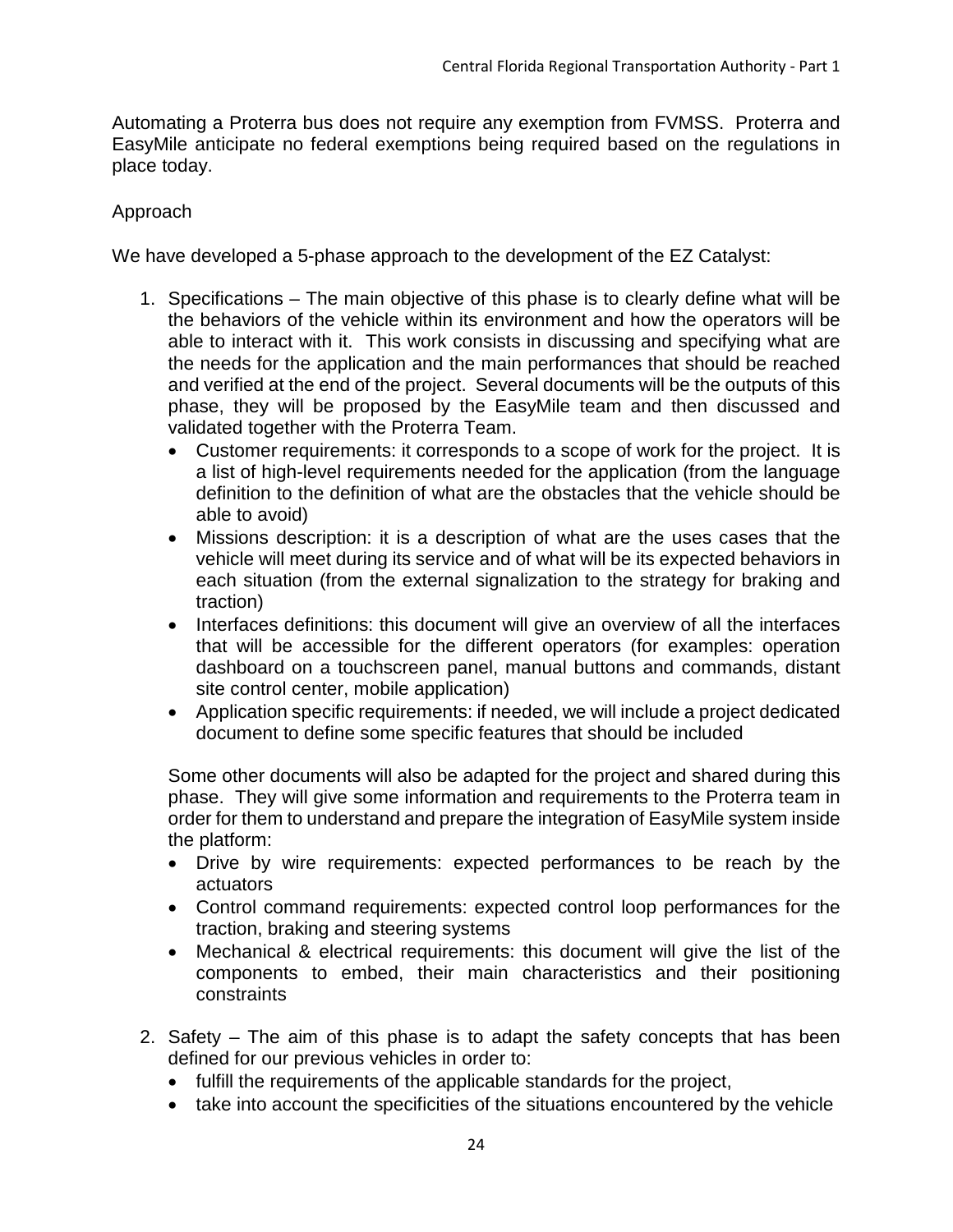Automating a Proterra bus does not require any exemption from FVMSS. Proterra and EasyMile anticipate no federal exemptions being required based on the regulations in place today.

Approach

We have developed a 5-phase approach to the development of the EZ Catalyst:

1. Specifications – The main objective of this phase is to clearly define what will be the behaviors of the vehicle within its environment and how the operators will be able to interact with it. This work consists in discussing and specifying what are the needs for the application and the main performances that should be reached and verified at the end of the project. Several documents will be the outputs of this phase, they will be proposed by the EasyMile team and then discussed and validated together with the Proterra Team.
   - Customer requirements: it corresponds to a scope of work for the project. It is a list of high-level requirements needed for the application (from the language definition to the definition of what are the obstacles that the vehicle should be able to avoid)
   - Missions description: it is a description of what are the uses cases that the vehicle will meet during its service and of what will be its expected behaviors in each situation (from the external signalization to the strategy for braking and traction)
   - Interfaces definitions: this document will give an overview of all the interfaces that will be accessible for the different operators (for examples: operation dashboard on a touchscreen panel, manual buttons and commands, distant site control center, mobile application)
   - Application specific requirements: if needed, we will include a project dedicated document to define some specific features that should be included

   Some other documents will also be adapted for the project and shared during this phase. They will give some information and requirements to the Proterra team in order for them to understand and prepare the integration of EasyMile system inside the platform:
   - Drive by wire requirements: expected performances to be reach by the actuators
   - Control command requirements: expected control loop performances for the traction, braking and steering systems
   - Mechanical & electrical requirements: this document will give the list of the components to embed, their main characteristics and their positioning constraints

2. Safety – The aim of this phase is to adapt the safety concepts that has been defined for our previous vehicles in order to:
   - fulfill the requirements of the applicable standards for the project,
   - take into account the specificities of the situations encountered by the vehicle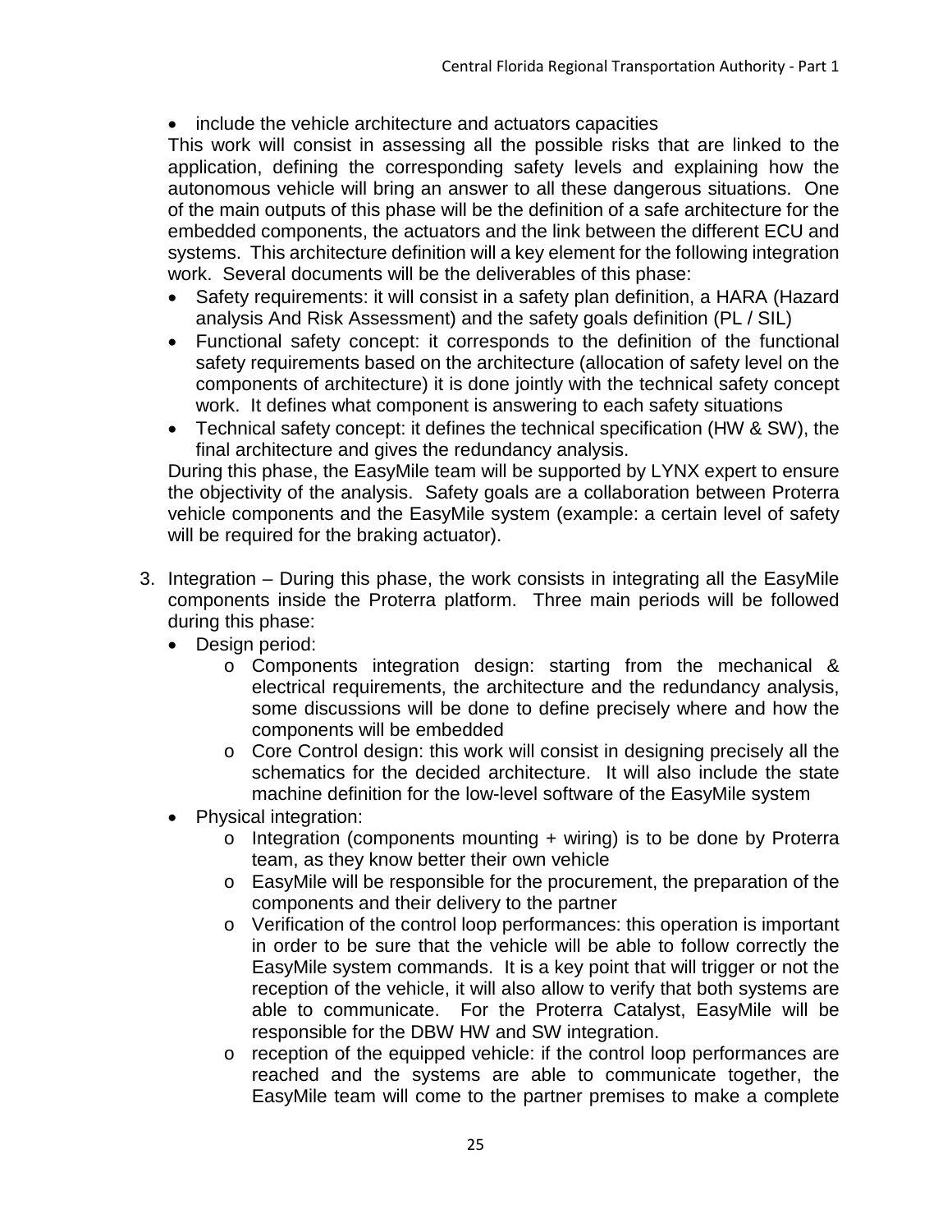- include the vehicle architecture and actuators capacities

This work will consist in assessing all the possible risks that are linked to the application, defining the corresponding safety levels and explaining how the autonomous vehicle will bring an answer to all these dangerous situations. One of the main outputs of this phase will be the definition of a safe architecture for the embedded components, the actuators and the link between the different ECU and systems. This architecture definition will a key element for the following integration work. Several documents will be the deliverables of this phase:

- Safety requirements: it will consist in a safety plan definition, a HARA (Hazard analysis And Risk Assessment) and the safety goals definition (PL / SIL)
- Functional safety concept: it corresponds to the definition of the functional safety requirements based on the architecture (allocation of safety level on the components of architecture) it is done jointly with the technical safety concept work. It defines what component is answering to each safety situations
- Technical safety concept: it defines the technical specification (HW & SW), the final architecture and gives the redundancy analysis.

During this phase, the EasyMile team will be supported by LYNX expert to ensure the objectivity of the analysis. Safety goals are a collaboration between Proterra vehicle components and the EasyMile system (example: a certain level of safety will be required for the braking actuator).

3. Integration – During this phase, the work consists in integrating all the EasyMile components inside the Proterra platform. Three main periods will be followed during this phase:
   - Design period:
     - Components integration design: starting from the mechanical & electrical requirements, the architecture and the redundancy analysis, some discussions will be done to define precisely where and how the components will be embedded
     - Core Control design: this work will consist in designing precisely all the schematics for the decided architecture. It will also include the state machine definition for the low-level software of the EasyMile system
   - Physical integration:
     - Integration (components mounting + wiring) is to be done by Proterra team, as they know better their own vehicle
     - EasyMile will be responsible for the procurement, the preparation of the components and their delivery to the partner
     - Verification of the control loop performances: this operation is important in order to be sure that the vehicle will be able to follow correctly the EasyMile system commands. It is a key point that will trigger or not the reception of the vehicle, it will also allow to verify that both systems are able to communicate. For the Proterra Catalyst, EasyMile will be responsible for the DBW HW and SW integration.
     - reception of the equipped vehicle: if the control loop performances are reached and the systems are able to communicate together, the EasyMile team will come to the partner premises to make a complete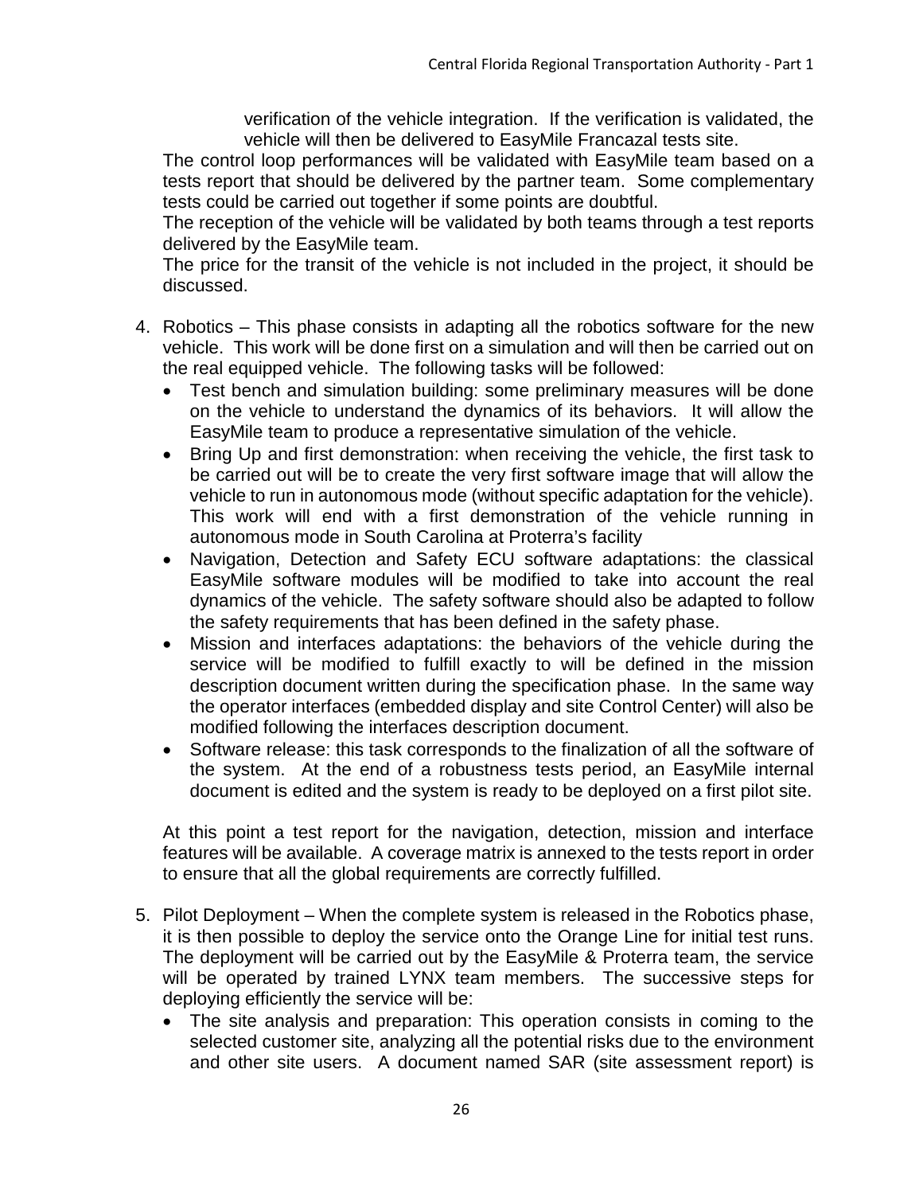verification of the vehicle integration. If the verification is validated, the vehicle will then be delivered to EasyMile Francazal tests site.

The control loop performances will be validated with EasyMile team based on a tests report that should be delivered by the partner team. Some complementary tests could be carried out together if some points are doubtful.

The reception of the vehicle will be validated by both teams through a test reports delivered by the EasyMile team.

The price for the transit of the vehicle is not included in the project, it should be discussed.

4. Robotics – This phase consists in adapting all the robotics software for the new vehicle. This work will be done first on a simulation and will then be carried out on the real equipped vehicle. The following tasks will be followed:
   - Test bench and simulation building: some preliminary measures will be done on the vehicle to understand the dynamics of its behaviors. It will allow the EasyMile team to produce a representative simulation of the vehicle.
   - Bring Up and first demonstration: when receiving the vehicle, the first task to be carried out will be to create the very first software image that will allow the vehicle to run in autonomous mode (without specific adaptation for the vehicle). This work will end with a first demonstration of the vehicle running in autonomous mode in South Carolina at Proterra's facility
   - Navigation, Detection and Safety ECU software adaptations: the classical EasyMile software modules will be modified to take into account the real dynamics of the vehicle. The safety software should also be adapted to follow the safety requirements that has been defined in the safety phase.
   - Mission and interfaces adaptations: the behaviors of the vehicle during the service will be modified to fulfill exactly to will be defined in the mission description document written during the specification phase. In the same way the operator interfaces (embedded display and site Control Center) will also be modified following the interfaces description document.
   - Software release: this task corresponds to the finalization of all the software of the system. At the end of a robustness tests period, an EasyMile internal document is edited and the system is ready to be deployed on a first pilot site.

   At this point a test report for the navigation, detection, mission and interface features will be available. A coverage matrix is annexed to the tests report in order to ensure that all the global requirements are correctly fulfilled.

5. Pilot Deployment – When the complete system is released in the Robotics phase, it is then possible to deploy the service onto the Orange Line for initial test runs. The deployment will be carried out by the EasyMile & Proterra team, the service will be operated by trained LYNX team members. The successive steps for deploying efficiently the service will be:
   - The site analysis and preparation: This operation consists in coming to the selected customer site, analyzing all the potential risks due to the environment and other site users. A document named SAR (site assessment report) is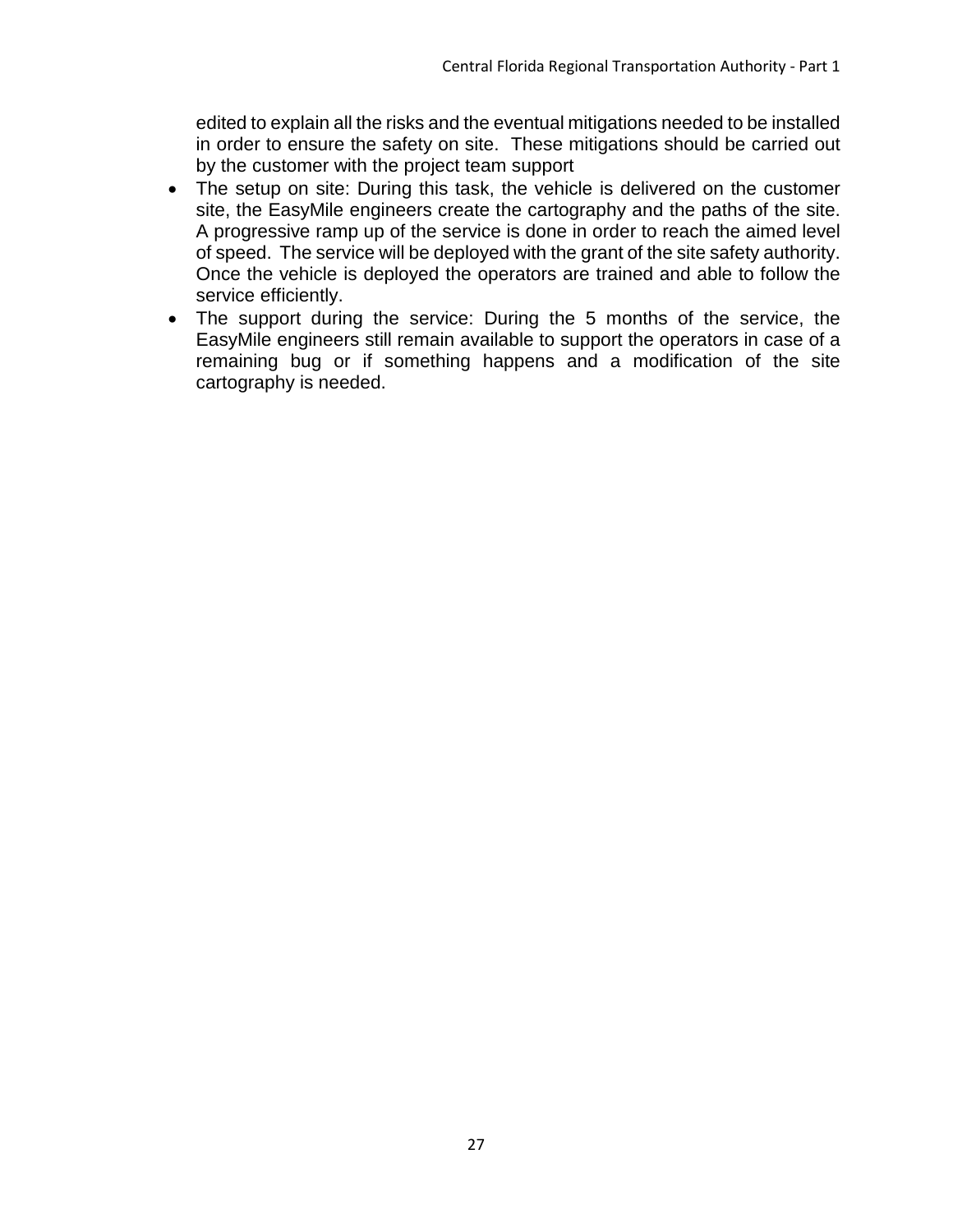edited to explain all the risks and the eventual mitigations needed to be installed in order to ensure the safety on site. These mitigations should be carried out by the customer with the project team support

- The setup on site: During this task, the vehicle is delivered on the customer site, the EasyMile engineers create the cartography and the paths of the site. A progressive ramp up of the service is done in order to reach the aimed level of speed. The service will be deployed with the grant of the site safety authority. Once the vehicle is deployed the operators are trained and able to follow the service efficiently.
- The support during the service: During the 5 months of the service, the EasyMile engineers still remain available to support the operators in case of a remaining bug or if something happens and a modification of the site cartography is needed.